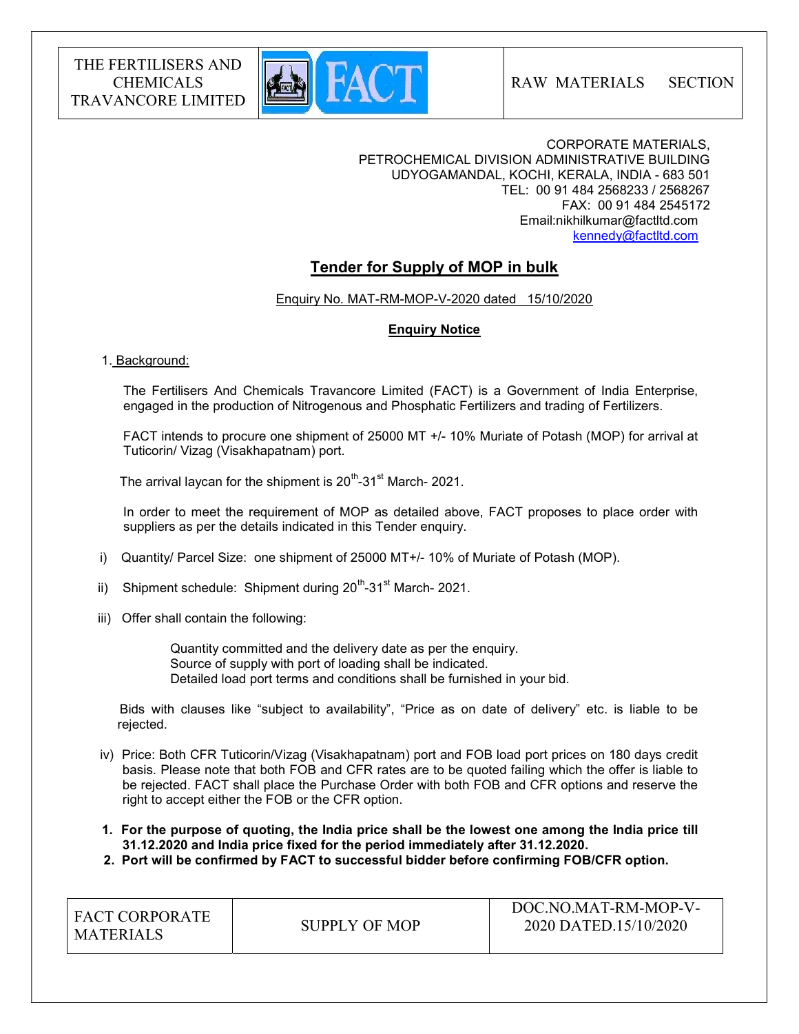| THE FERTILISERS AND CHEMICALS TRAVANCORE LIMITED | FACT | RAW MATERIALS SECTION |
| --- | --- | --- |

CORPORATE MATERIALS,
PETROCHEMICAL DIVISION ADMINISTRATIVE BUILDING
UDYOGAMANDAL, KOCHI, KERALA, INDIA - 683 501
TEL: 00 91 484 2568233 / 2568267
FAX: 00 91 484 2545172
Email:nikhilkumar@factltd.com
kennedy@factltd.com

# Tender for Supply of MOP in bulk

Enquiry No. MAT-RM-MOP-V-2020 dated 15/10/2020

## Enquiry Notice

1. Background:

The Fertilisers And Chemicals Travancore Limited (FACT) is a Government of India Enterprise, engaged in the production of Nitrogenous and Phosphatic Fertilizers and trading of Fertilizers.

FACT intends to procure one shipment of 25000 MT +/- 10% Muriate of Potash (MOP) for arrival at Tuticorin/ Vizag (Visakhapatnam) port.

The arrival laycan for the shipment is 20th-31st March- 2021.

In order to meet the requirement of MOP as detailed above, FACT proposes to place order with suppliers as per the details indicated in this Tender enquiry.

i) Quantity/ Parcel Size: one shipment of 25000 MT+/- 10% of Muriate of Potash (MOP).

ii) Shipment schedule: Shipment during 20th-31st March- 2021.

iii) Offer shall contain the following:

Quantity committed and the delivery date as per the enquiry.
Source of supply with port of loading shall be indicated.
Detailed load port terms and conditions shall be furnished in your bid.

Bids with clauses like "subject to availability", "Price as on date of delivery" etc. is liable to be rejected.

iv) Price: Both CFR Tuticorin/Vizag (Visakhapatnam) port and FOB load port prices on 180 days credit basis. Please note that both FOB and CFR rates are to be quoted failing which the offer is liable to be rejected. FACT shall place the Purchase Order with both FOB and CFR options and reserve the right to accept either the FOB or the CFR option.

1. **For the purpose of quoting, the India price shall be the lowest one among the India price till 31.12.2020 and India price fixed for the period immediately after 31.12.2020.**
2. **Port will be confirmed by FACT to successful bidder before confirming FOB/CFR option.**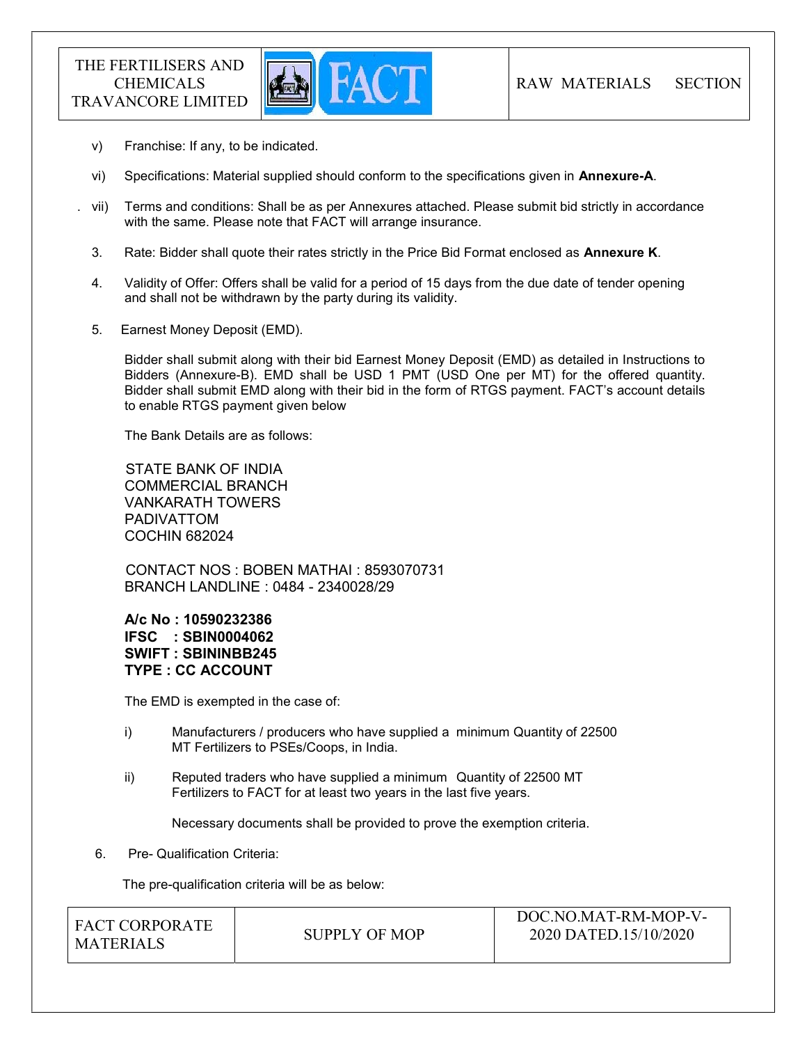v) Franchise: If any, to be indicated.

vi) Specifications: Material supplied should conform to the specifications given in **Annexure-A**.

vii) Terms and conditions: Shall be as per Annexures attached. Please submit bid strictly in accordance with the same. Please note that FACT will arrange insurance.

3. Rate: Bidder shall quote their rates strictly in the Price Bid Format enclosed as **Annexure K**.

4. Validity of Offer: Offers shall be valid for a period of 15 days from the due date of tender opening and shall not be withdrawn by the party during its validity.

5. Earnest Money Deposit (EMD).

Bidder shall submit along with their bid Earnest Money Deposit (EMD) as detailed in Instructions to Bidders (Annexure-B). EMD shall be USD 1 PMT (USD One per MT) for the offered quantity. Bidder shall submit EMD along with their bid in the form of RTGS payment. FACT's account details to enable RTGS payment given below

The Bank Details are as follows:

STATE BANK OF INDIA
COMMERCIAL BRANCH
VANKARATH TOWERS
PADIVATTOM
COCHIN 682024

CONTACT NOS : BOBEN MATHAI : 8593070731
BRANCH LANDLINE : 0484 - 2340028/29

**A/c No : 10590232386**
**IFSC : SBIN0004062**
**SWIFT : SBININBB245**
**TYPE : CC ACCOUNT**

The EMD is exempted in the case of:

i) Manufacturers / producers who have supplied a minimum Quantity of 22500 MT Fertilizers to PSEs/Coops, in India.

ii) Reputed traders who have supplied a minimum Quantity of 22500 MT Fertilizers to FACT for at least two years in the last five years.

Necessary documents shall be provided to prove the exemption criteria.

6. Pre- Qualification Criteria:

The pre-qualification criteria will be as below: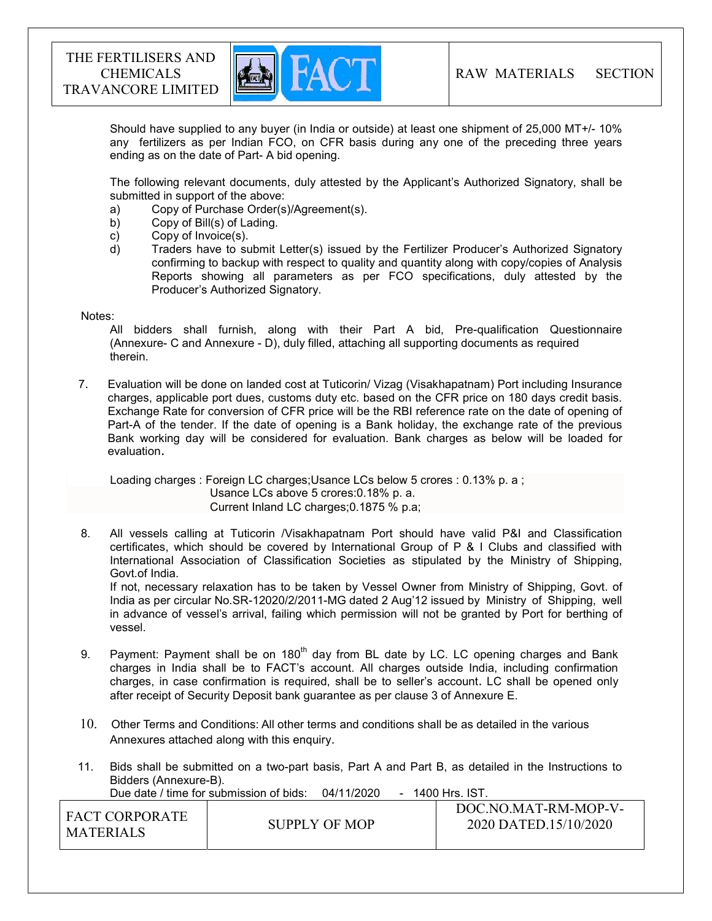Should have supplied to any buyer (in India or outside) at least one shipment of 25,000 MT+/- 10% any fertilizers as per Indian FCO, on CFR basis during any one of the preceding three years ending as on the date of Part- A bid opening.

The following relevant documents, duly attested by the Applicant's Authorized Signatory, shall be submitted in support of the above:

a) Copy of Purchase Order(s)/Agreement(s).
b) Copy of Bill(s) of Lading.
c) Copy of Invoice(s).
d) Traders have to submit Letter(s) issued by the Fertilizer Producer's Authorized Signatory confirming to backup with respect to quality and quantity along with copy/copies of Analysis Reports showing all parameters as per FCO specifications, duly attested by the Producer's Authorized Signatory.

Notes:

All bidders shall furnish, along with their Part A bid, Pre-qualification Questionnaire (Annexure- C and Annexure - D), duly filled, attaching all supporting documents as required therein.

7. Evaluation will be done on landed cost at Tuticorin/ Vizag (Visakhapatnam) Port including Insurance charges, applicable port dues, customs duty etc. based on the CFR price on 180 days credit basis. Exchange Rate for conversion of CFR price will be the RBI reference rate on the date of opening of Part-A of the tender. If the date of opening is a Bank holiday, the exchange rate of the previous Bank working day will be considered for evaluation. Bank charges as below will be loaded for evaluation.

   Loading charges : Foreign LC charges;Usance LCs below 5 crores : 0.13% p. a ;
   Usance LCs above 5 crores:0.18% p. a.
   Current Inland LC charges;0.1875 % p.a;

8. All vessels calling at Tuticorin /Visakhapatnam Port should have valid P&I and Classification certificates, which should be covered by International Group of P & I Clubs and classified with International Association of Classification Societies as stipulated by the Ministry of Shipping, Govt.of India.
   If not, necessary relaxation has to be taken by Vessel Owner from Ministry of Shipping, Govt. of India as per circular No.SR-12020/2/2011-MG dated 2 Aug'12 issued by Ministry of Shipping, well in advance of vessel's arrival, failing which permission will not be granted by Port for berthing of vessel.

9. Payment: Payment shall be on 180th day from BL date by LC. LC opening charges and Bank charges in India shall be to FACT's account. All charges outside India, including confirmation charges, in case confirmation is required, shall be to seller's account. LC shall be opened only after receipt of Security Deposit bank guarantee as per clause 3 of Annexure E.

10. Other Terms and Conditions: All other terms and conditions shall be as detailed in the various Annexures attached along with this enquiry.

11. Bids shall be submitted on a two-part basis, Part A and Part B, as detailed in the Instructions to Bidders (Annexure-B).
   Due date / time for submission of bids: 04/11/2020 - 1400 Hrs. IST.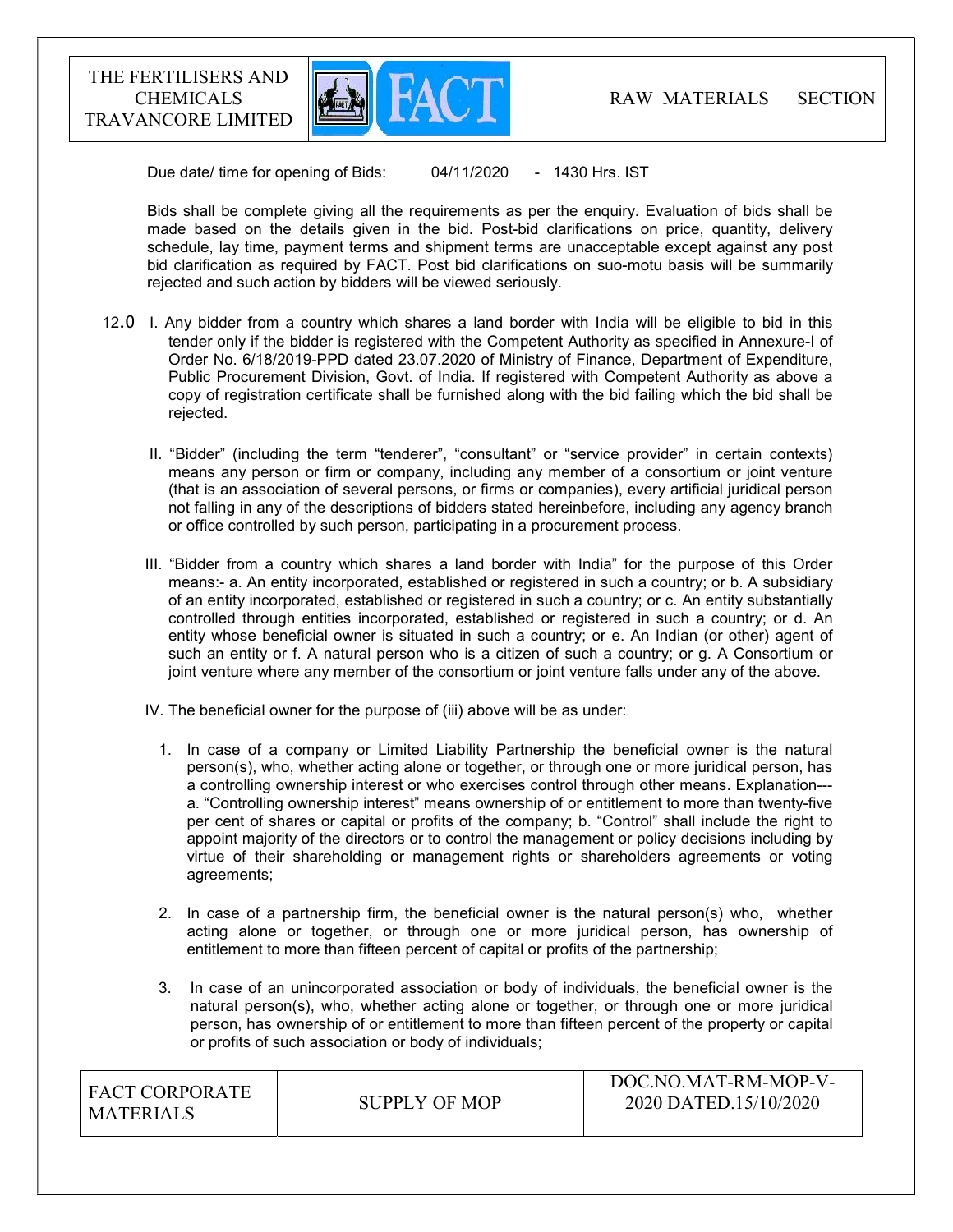Due date/ time for opening of Bids: 04/11/2020 - 1430 Hrs. IST

Bids shall be complete giving all the requirements as per the enquiry. Evaluation of bids shall be made based on the details given in the bid. Post-bid clarifications on price, quantity, delivery schedule, lay time, payment terms and shipment terms are unacceptable except against any post bid clarification as required by FACT. Post bid clarifications on suo-motu basis will be summarily rejected and such action by bidders will be viewed seriously.

12.0 I. Any bidder from a country which shares a land border with India will be eligible to bid in this tender only if the bidder is registered with the Competent Authority as specified in Annexure-I of Order No. 6/18/2019-PPD dated 23.07.2020 of Ministry of Finance, Department of Expenditure, Public Procurement Division, Govt. of India. If registered with Competent Authority as above a copy of registration certificate shall be furnished along with the bid failing which the bid shall be rejected.

II. "Bidder" (including the term "tenderer", "consultant" or "service provider" in certain contexts) means any person or firm or company, including any member of a consortium or joint venture (that is an association of several persons, or firms or companies), every artificial juridical person not falling in any of the descriptions of bidders stated hereinbefore, including any agency branch or office controlled by such person, participating in a procurement process.

III. "Bidder from a country which shares a land border with India" for the purpose of this Order means:- a. An entity incorporated, established or registered in such a country; or b. A subsidiary of an entity incorporated, established or registered in such a country; or c. An entity substantially controlled through entities incorporated, established or registered in such a country; or d. An entity whose beneficial owner is situated in such a country; or e. An Indian (or other) agent of such an entity or f. A natural person who is a citizen of such a country; or g. A Consortium or joint venture where any member of the consortium or joint venture falls under any of the above.

IV. The beneficial owner for the purpose of (iii) above will be as under:

1. In case of a company or Limited Liability Partnership the beneficial owner is the natural person(s), who, whether acting alone or together, or through one or more juridical person, has a controlling ownership interest or who exercises control through other means. Explanation--- a. "Controlling ownership interest" means ownership of or entitlement to more than twenty-five per cent of shares or capital or profits of the company; b. "Control" shall include the right to appoint majority of the directors or to control the management or policy decisions including by virtue of their shareholding or management rights or shareholders agreements or voting agreements;

2. In case of a partnership firm, the beneficial owner is the natural person(s) who, whether acting alone or together, or through one or more juridical person, has ownership of entitlement to more than fifteen percent of capital or profits of the partnership;

3. In case of an unincorporated association or body of individuals, the beneficial owner is the natural person(s), who, whether acting alone or together, or through one or more juridical person, has ownership of or entitlement to more than fifteen percent of the property or capital or profits of such association or body of individuals;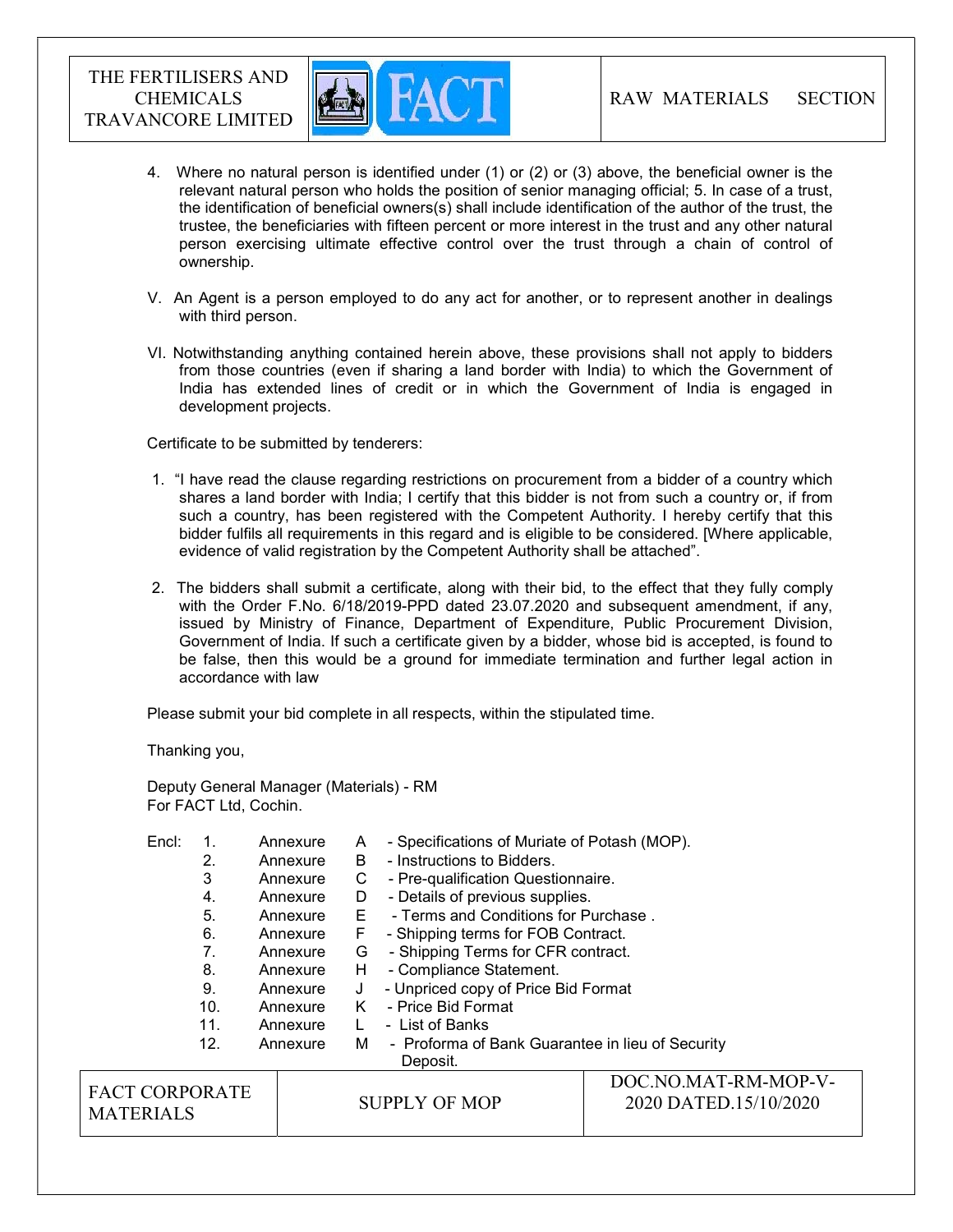4. Where no natural person is identified under (1) or (2) or (3) above, the beneficial owner is the relevant natural person who holds the position of senior managing official; 5. In case of a trust, the identification of beneficial owners(s) shall include identification of the author of the trust, the trustee, the beneficiaries with fifteen percent or more interest in the trust and any other natural person exercising ultimate effective control over the trust through a chain of control of ownership.

V. An Agent is a person employed to do any act for another, or to represent another in dealings with third person.

VI. Notwithstanding anything contained herein above, these provisions shall not apply to bidders from those countries (even if sharing a land border with India) to which the Government of India has extended lines of credit or in which the Government of India is engaged in development projects.

Certificate to be submitted by tenderers:

1. "I have read the clause regarding restrictions on procurement from a bidder of a country which shares a land border with India; I certify that this bidder is not from such a country or, if from such a country, has been registered with the Competent Authority. I hereby certify that this bidder fulfils all requirements in this regard and is eligible to be considered. [Where applicable, evidence of valid registration by the Competent Authority shall be attached".

2. The bidders shall submit a certificate, along with their bid, to the effect that they fully comply with the Order F.No. 6/18/2019-PPD dated 23.07.2020 and subsequent amendment, if any, issued by Ministry of Finance, Department of Expenditure, Public Procurement Division, Government of India. If such a certificate given by a bidder, whose bid is accepted, is found to be false, then this would be a ground for immediate termination and further legal action in accordance with law

Please submit your bid complete in all respects, within the stipulated time.

Thanking you,

Deputy General Manager (Materials) - RM
For FACT Ltd, Cochin.

Encl:
1. Annexure A - Specifications of Muriate of Potash (MOP).
2. Annexure B - Instructions to Bidders.
3. Annexure C - Pre-qualification Questionnaire.
4. Annexure D - Details of previous supplies.
5. Annexure E - Terms and Conditions for Purchase .
6. Annexure F - Shipping terms for FOB Contract.
7. Annexure G - Shipping Terms for CFR contract.
8. Annexure H - Compliance Statement.
9. Annexure J - Unpriced copy of Price Bid Format
10. Annexure K - Price Bid Format
11. Annexure L - List of Banks
12. Annexure M - Proforma of Bank Guarantee in lieu of Security Deposit.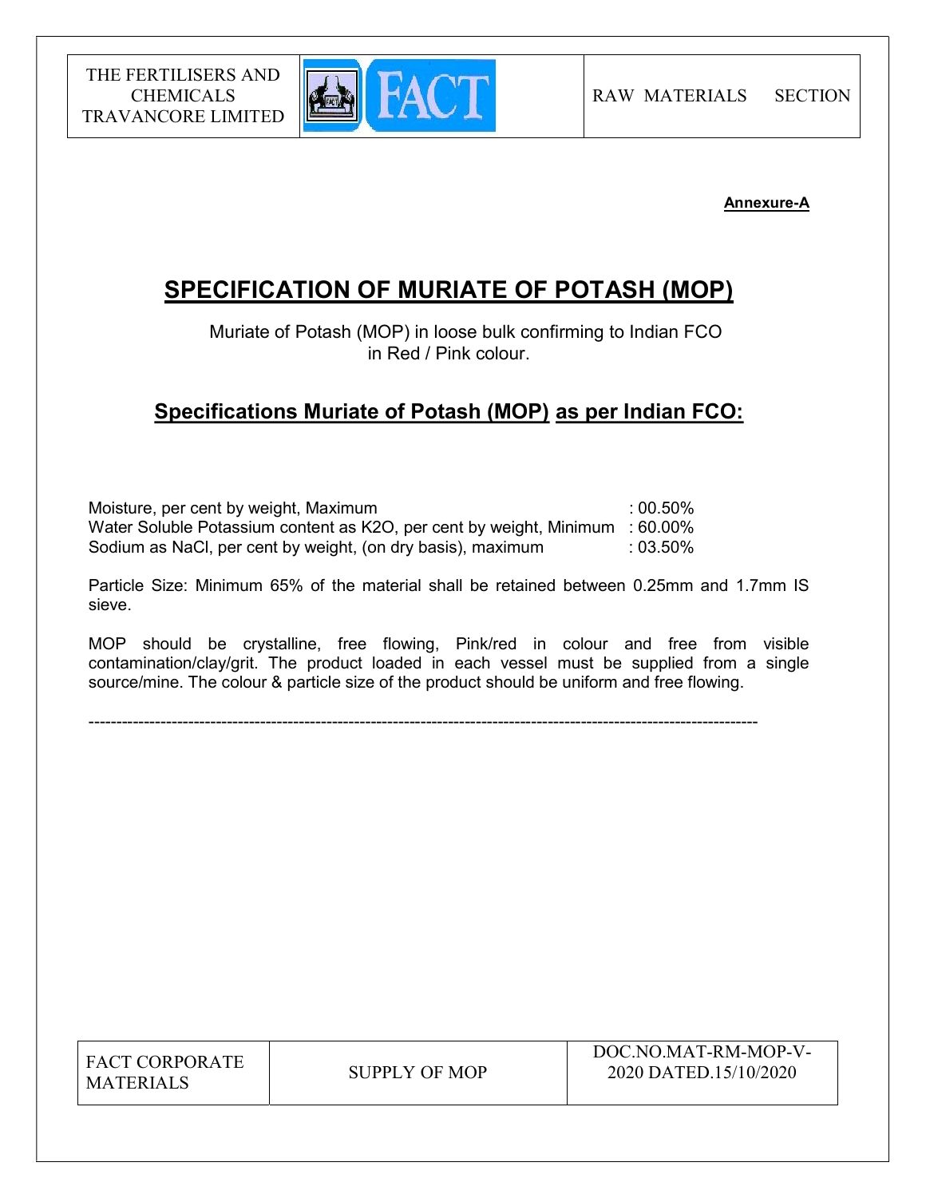**Annexure-A**

# SPECIFICATION OF MURIATE OF POTASH (MOP)

Muriate of Potash (MOP) in loose bulk confirming to Indian FCO in Red / Pink colour.

## Specifications Muriate of Potash (MOP) as per Indian FCO:

| | |
|---|---|
| Moisture, per cent by weight, Maximum | : 00.50% |
| Water Soluble Potassium content as $K_2O$, per cent by weight, Minimum | : 60.00% |
| Sodium as NaCl, per cent by weight, (on dry basis), maximum | : 03.50% |

Particle Size: Minimum 65% of the material shall be retained between 0.25mm and 1.7mm IS sieve.

MOP should be crystalline, free flowing, Pink/red in colour and free from visible contamination/clay/grit. The product loaded in each vessel must be supplied from a single source/mine. The colour & particle size of the product should be uniform and free flowing.

---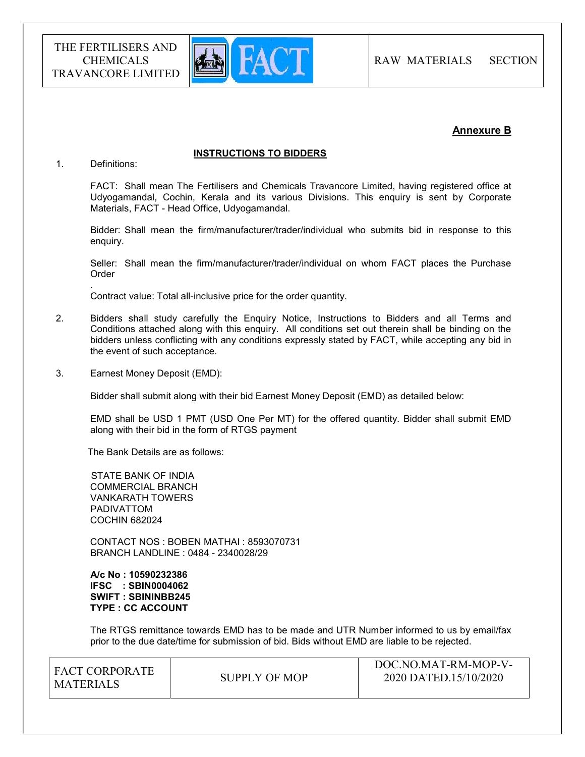## Annexure B

### INSTRUCTIONS TO BIDDERS

1. Definitions:

   FACT: Shall mean The Fertilisers and Chemicals Travancore Limited, having registered office at Udyogamandal, Cochin, Kerala and its various Divisions. This enquiry is sent by Corporate Materials, FACT - Head Office, Udyogamandal.

   Bidder: Shall mean the firm/manufacturer/trader/individual who submits bid in response to this enquiry.

   Seller: Shall mean the firm/manufacturer/trader/individual on whom FACT places the Purchase Order

   .
   Contract value: Total all-inclusive price for the order quantity.

2. Bidders shall study carefully the Enquiry Notice, Instructions to Bidders and all Terms and Conditions attached along with this enquiry. All conditions set out therein shall be binding on the bidders unless conflicting with any conditions expressly stated by FACT, while accepting any bid in the event of such acceptance.

3. Earnest Money Deposit (EMD):

   Bidder shall submit along with their bid Earnest Money Deposit (EMD) as detailed below:

   EMD shall be USD 1 PMT (USD One Per MT) for the offered quantity. Bidder shall submit EMD along with their bid in the form of RTGS payment

   The Bank Details are as follows:

   STATE BANK OF INDIA
   COMMERCIAL BRANCH
   VANKARATH TOWERS
   PADIVATTOM
   COCHIN 682024

   CONTACT NOS : BOBEN MATHAI : 8593070731
   BRANCH LANDLINE : 0484 - 2340028/29

   **A/c No : 10590232386**
   **IFSC : SBIN0004062**
   **SWIFT : SBININBB245**
   **TYPE : CC ACCOUNT**

   The RTGS remittance towards EMD has to be made and UTR Number informed to us by email/fax prior to the due date/time for submission of bid. Bids without EMD are liable to be rejected.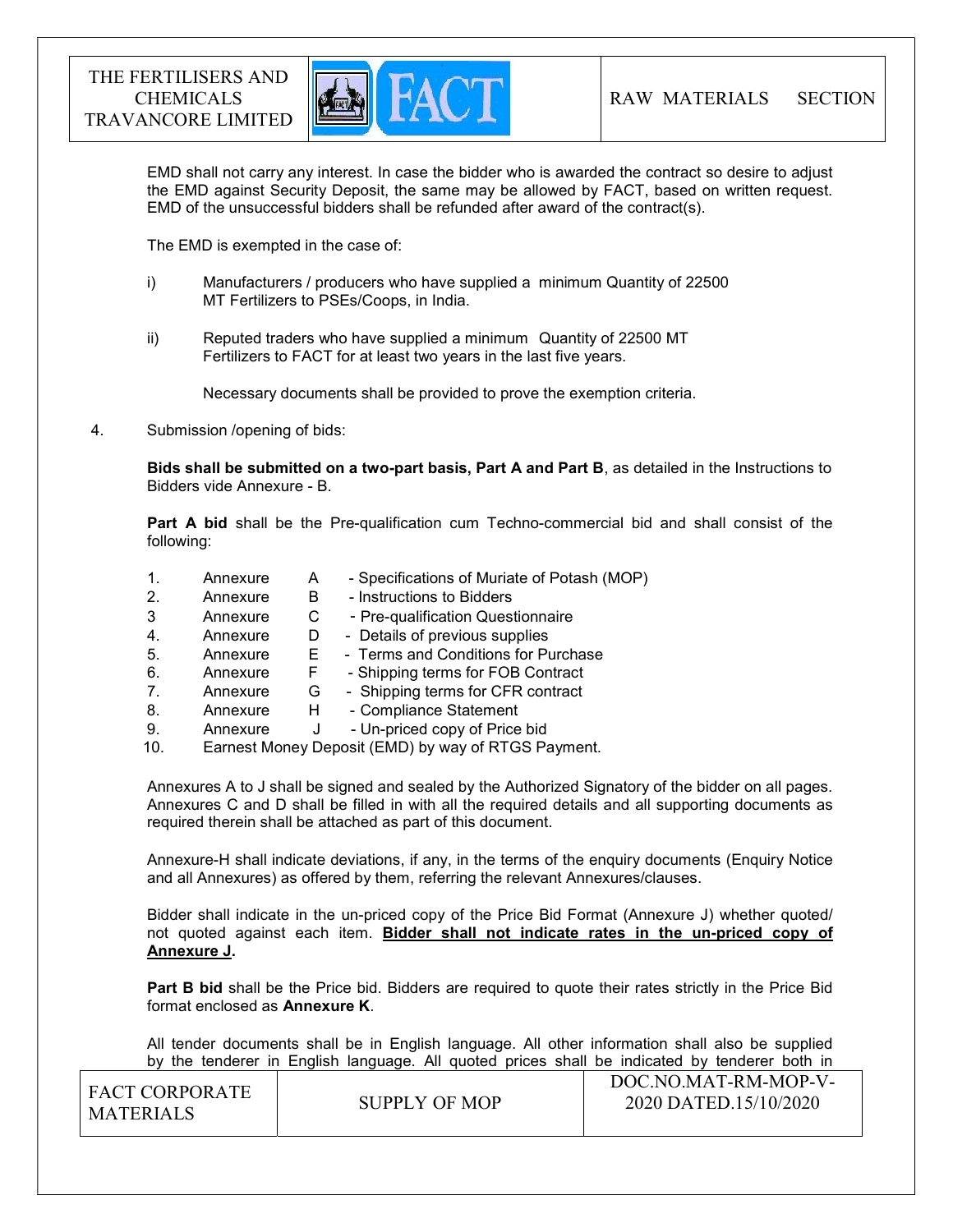EMD shall not carry any interest. In case the bidder who is awarded the contract so desire to adjust the EMD against Security Deposit, the same may be allowed by FACT, based on written request. EMD of the unsuccessful bidders shall be refunded after award of the contract(s).

The EMD is exempted in the case of:

i) Manufacturers / producers who have supplied a minimum Quantity of 22500 MT Fertilizers to PSEs/Coops, in India.

ii) Reputed traders who have supplied a minimum Quantity of 22500 MT Fertilizers to FACT for at least two years in the last five years.

Necessary documents shall be provided to prove the exemption criteria.

4. Submission /opening of bids:

**Bids shall be submitted on a two-part basis, Part A and Part B**, as detailed in the Instructions to Bidders vide Annexure - B.

**Part A bid** shall be the Pre-qualification cum Techno-commercial bid and shall consist of the following:

1. Annexure A - Specifications of Muriate of Potash (MOP)
2. Annexure B - Instructions to Bidders
3. Annexure C - Pre-qualification Questionnaire
4. Annexure D - Details of previous supplies
5. Annexure E - Terms and Conditions for Purchase
6. Annexure F - Shipping terms for FOB Contract
7. Annexure G - Shipping terms for CFR contract
8. Annexure H - Compliance Statement
9. Annexure J - Un-priced copy of Price bid
10. Earnest Money Deposit (EMD) by way of RTGS Payment.

Annexures A to J shall be signed and sealed by the Authorized Signatory of the bidder on all pages. Annexures C and D shall be filled in with all the required details and all supporting documents as required therein shall be attached as part of this document.

Annexure-H shall indicate deviations, if any, in the terms of the enquiry documents (Enquiry Notice and all Annexures) as offered by them, referring the relevant Annexures/clauses.

Bidder shall indicate in the un-priced copy of the Price Bid Format (Annexure J) whether quoted/ not quoted against each item. **Bidder shall not indicate rates in the un-priced copy of Annexure J.**

**Part B bid** shall be the Price bid. Bidders are required to quote their rates strictly in the Price Bid format enclosed as **Annexure K**.

All tender documents shall be in English language. All other information shall also be supplied by the tenderer in English language. All quoted prices shall be indicated by tenderer both in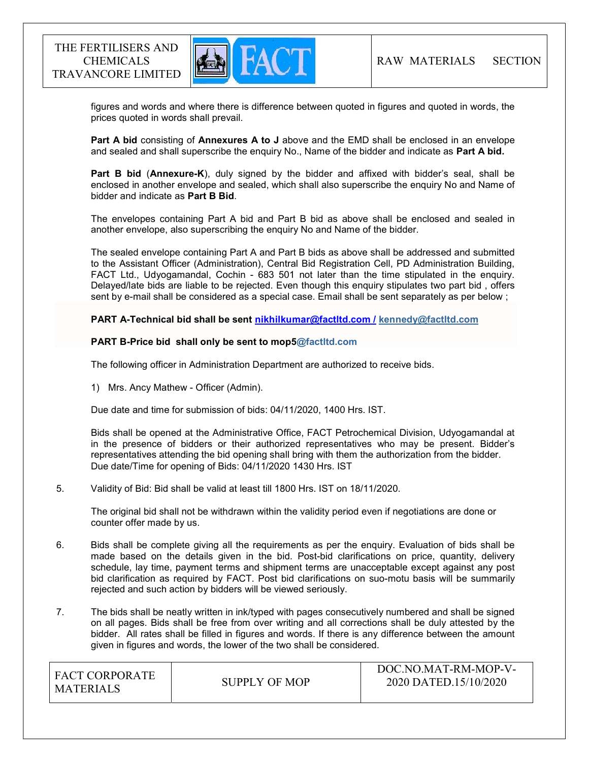figures and words and where there is difference between quoted in figures and quoted in words, the prices quoted in words shall prevail.

**Part A bid** consisting of **Annexures A to J** above and the EMD shall be enclosed in an envelope and sealed and shall superscribe the enquiry No., Name of the bidder and indicate as **Part A bid.**

**Part B bid** (**Annexure-K**), duly signed by the bidder and affixed with bidder's seal, shall be enclosed in another envelope and sealed, which shall also superscribe the enquiry No and Name of bidder and indicate as **Part B Bid**.

The envelopes containing Part A bid and Part B bid as above shall be enclosed and sealed in another envelope, also superscribing the enquiry No and Name of the bidder.

The sealed envelope containing Part A and Part B bids as above shall be addressed and submitted to the Assistant Officer (Administration), Central Bid Registration Cell, PD Administration Building, FACT Ltd., Udyogamandal, Cochin - 683 501 not later than the time stipulated in the enquiry. Delayed/late bids are liable to be rejected. Even though this enquiry stipulates two part bid , offers sent by e-mail shall be considered as a special case. Email shall be sent separately as per below ;

**PART A-Technical bid shall be sent nikhilkumar@factltd.com / kennedy@factltd.com**

**PART B-Price bid shall only be sent to mop5@factltd.com**

The following officer in Administration Department are authorized to receive bids.

1) Mrs. Ancy Mathew - Officer (Admin).

Due date and time for submission of bids: 04/11/2020, 1400 Hrs. IST.

Bids shall be opened at the Administrative Office, FACT Petrochemical Division, Udyogamandal at in the presence of bidders or their authorized representatives who may be present. Bidder's representatives attending the bid opening shall bring with them the authorization from the bidder. Due date/Time for opening of Bids: 04/11/2020 1430 Hrs. IST

5. Validity of Bid: Bid shall be valid at least till 1800 Hrs. IST on 18/11/2020.

   The original bid shall not be withdrawn within the validity period even if negotiations are done or counter offer made by us.

6. Bids shall be complete giving all the requirements as per the enquiry. Evaluation of bids shall be made based on the details given in the bid. Post-bid clarifications on price, quantity, delivery schedule, lay time, payment terms and shipment terms are unacceptable except against any post bid clarification as required by FACT. Post bid clarifications on suo-motu basis will be summarily rejected and such action by bidders will be viewed seriously.

7. The bids shall be neatly written in ink/typed with pages consecutively numbered and shall be signed on all pages. Bids shall be free from over writing and all corrections shall be duly attested by the bidder. All rates shall be filled in figures and words. If there is any difference between the amount given in figures and words, the lower of the two shall be considered.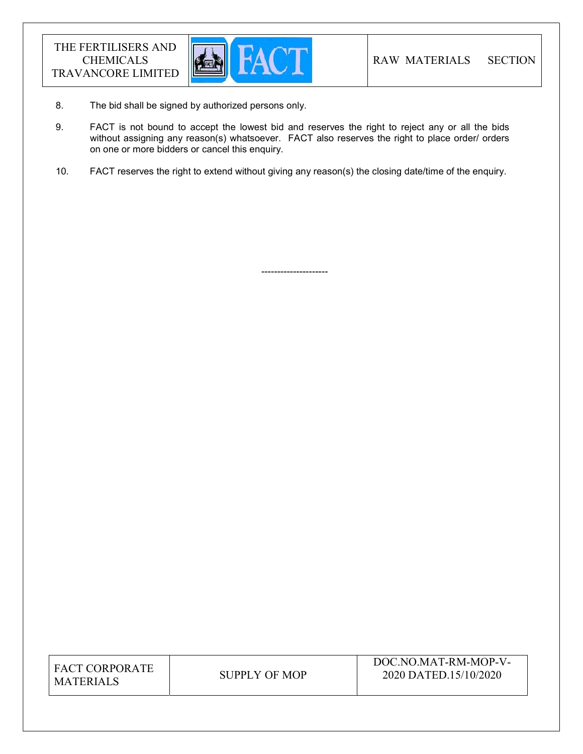8. The bid shall be signed by authorized persons only.

9. FACT is not bound to accept the lowest bid and reserves the right to reject any or all the bids without assigning any reason(s) whatsoever. FACT also reserves the right to place order/ orders on one or more bidders or cancel this enquiry.

10. FACT reserves the right to extend without giving any reason(s) the closing date/time of the enquiry.

---------------------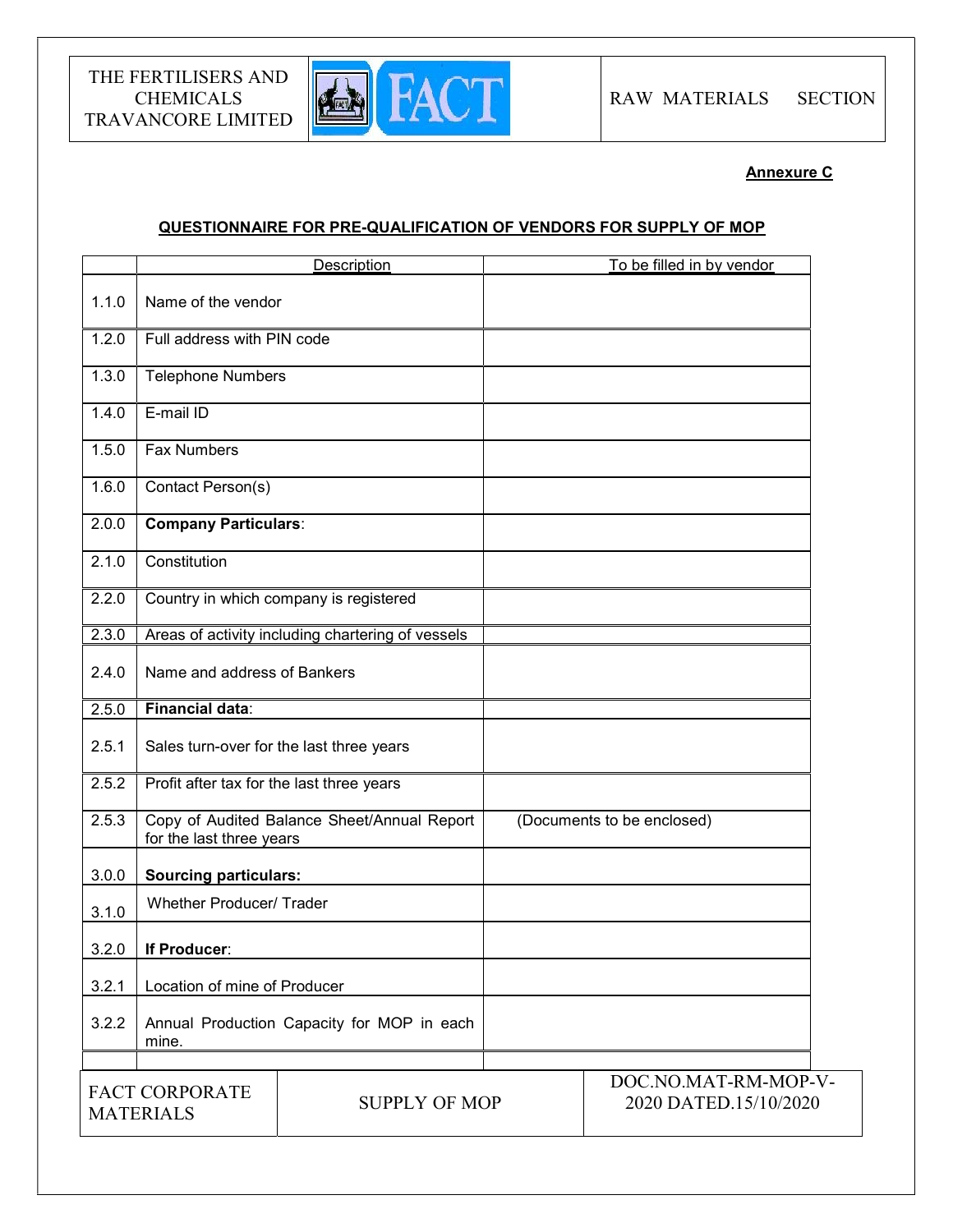**Annexure C**

## QUESTIONNAIRE FOR PRE-QUALIFICATION OF VENDORS FOR SUPPLY OF MOP

| | Description | To be filled in by vendor |
|---|---|---|
| 1.1.0 | Name of the vendor | |
| 1.2.0 | Full address with PIN code | |
| 1.3.0 | Telephone Numbers | |
| 1.4.0 | E-mail ID | |
| 1.5.0 | Fax Numbers | |
| 1.6.0 | Contact Person(s) | |
| 2.0.0 | **Company Particulars**: | |
| 2.1.0 | Constitution | |
| 2.2.0 | Country in which company is registered | |
| 2.3.0 | Areas of activity including chartering of vessels | |
| 2.4.0 | Name and address of Bankers | |
| 2.5.0 | **Financial data**: | |
| 2.5.1 | Sales turn-over for the last three years | |
| 2.5.2 | Profit after tax for the last three years | |
| 2.5.3 | Copy of Audited Balance Sheet/Annual Report for the last three years | (Documents to be enclosed) |
| 3.0.0 | **Sourcing particulars:** | |
| 3.1.0 | Whether Producer/ Trader | |
| 3.2.0 | **If Producer**: | |
| 3.2.1 | Location of mine of Producer | |
| 3.2.2 | Annual Production Capacity for MOP in each mine. | |
| | | |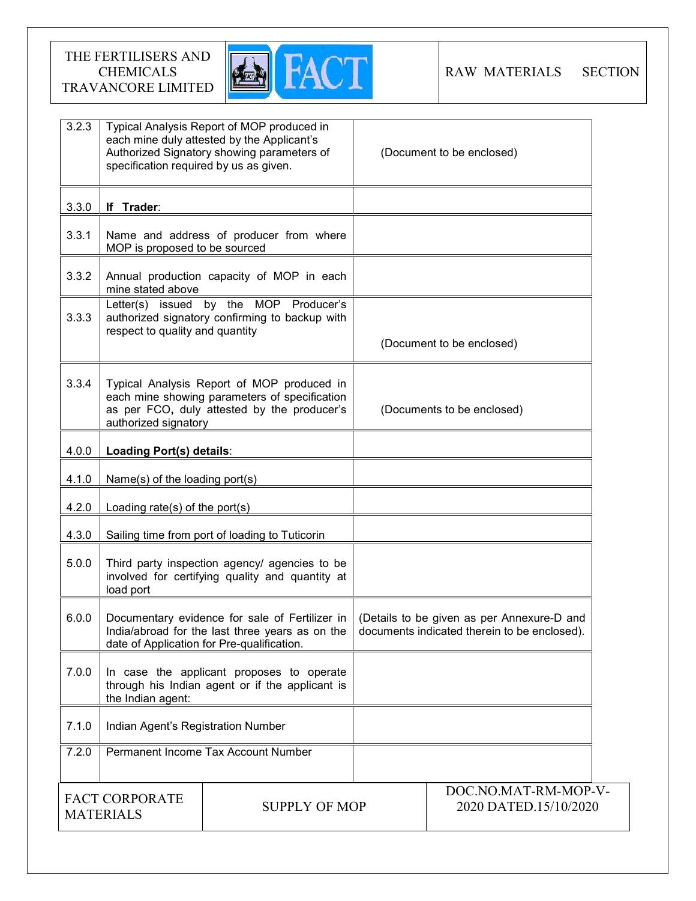| | | |
|---|---|---|
| 3.2.3 | Typical Analysis Report of MOP produced in each mine duly attested by the Applicant's Authorized Signatory showing parameters of specification required by us as given. | (Document to be enclosed) |
| 3.3.0 | **If Trader**: | |
| 3.3.1 | Name and address of producer from where MOP is proposed to be sourced | |
| 3.3.2 | Annual production capacity of MOP in each mine stated above | |
| 3.3.3 | Letter(s) issued by the MOP Producer's authorized signatory confirming to backup with respect to quality and quantity | (Document to be enclosed) |
| 3.3.4 | Typical Analysis Report of MOP produced in each mine showing parameters of specification as per FCO, duly attested by the producer's authorized signatory | (Documents to be enclosed) |
| 4.0.0 | **Loading Port(s) details**: | |
| 4.1.0 | Name(s) of the loading port(s) | |
| 4.2.0 | Loading rate(s) of the port(s) | |
| 4.3.0 | Sailing time from port of loading to Tuticorin | |
| 5.0.0 | Third party inspection agency/ agencies to be involved for certifying quality and quantity at load port | |
| 6.0.0 | Documentary evidence for sale of Fertilizer in India/abroad for the last three years as on the date of Application for Pre-qualification. | (Details to be given as per Annexure-D and documents indicated therein to be enclosed). |
| 7.0.0 | In case the applicant proposes to operate through his Indian agent or if the applicant is the Indian agent: | |
| 7.1.0 | Indian Agent's Registration Number | |
| 7.2.0 | Permanent Income Tax Account Number | |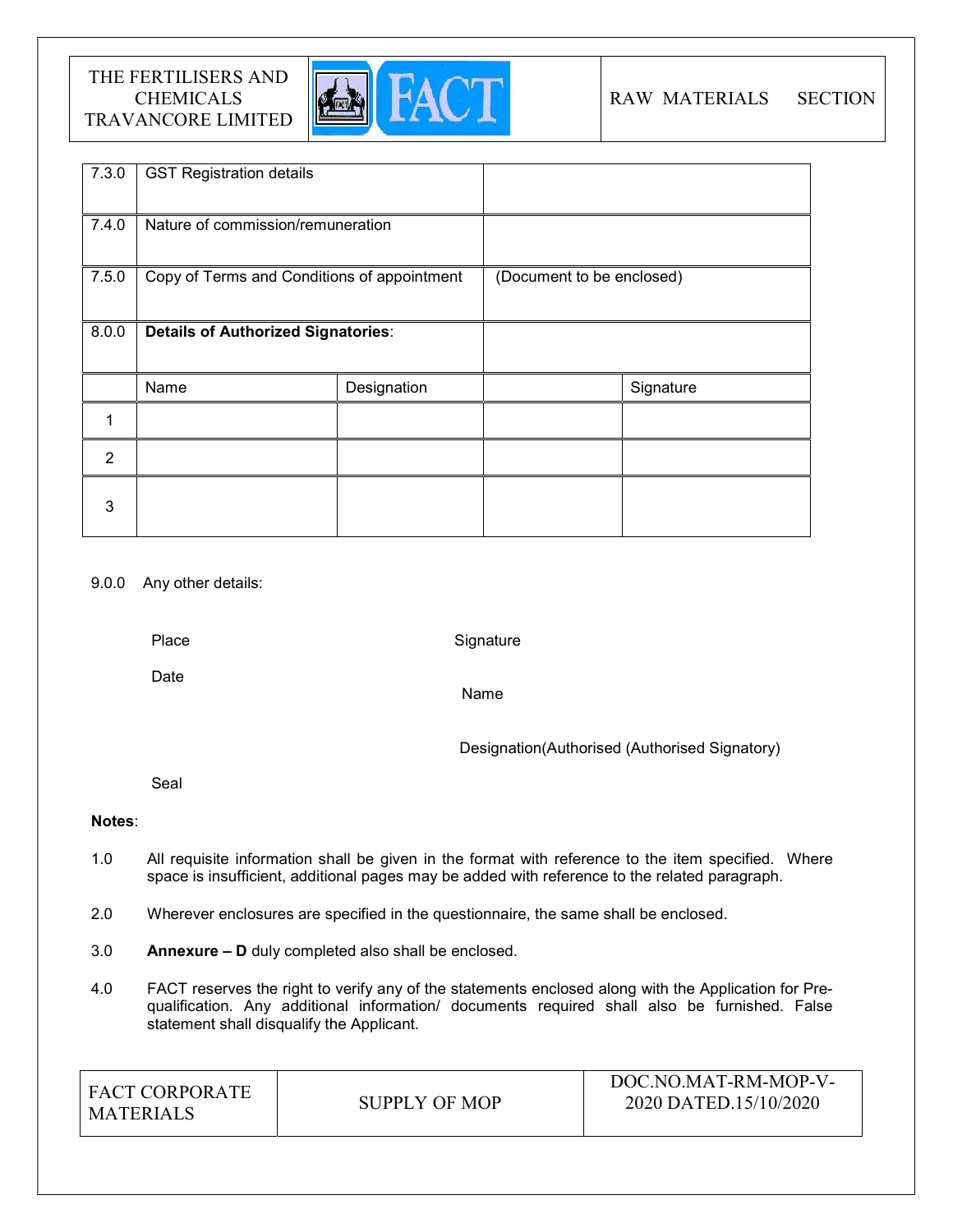| | | | | |
|---|---|---|---|---|
| 7.3.0 | GST Registration details | | | |
| 7.4.0 | Nature of commission/remuneration | | | |
| 7.5.0 | Copy of Terms and Conditions of appointment | | (Document to be enclosed) | |
| 8.0.0 | **Details of Authorized Signatories**: | | | |
| | Name | Designation | | Signature |
| 1 | | | | |
| 2 | | | | |
| 3 | | | | |

9.0.0 Any other details:

Place

Date

Seal

Signature

Name

Designation(Authorised (Authorised Signatory)

**Notes**:

1.0 All requisite information shall be given in the format with reference to the item specified. Where space is insufficient, additional pages may be added with reference to the related paragraph.

2.0 Wherever enclosures are specified in the questionnaire, the same shall be enclosed.

3.0 **Annexure – D** duly completed also shall be enclosed.

4.0 FACT reserves the right to verify any of the statements enclosed along with the Application for Pre-qualification. Any additional information/ documents required shall also be furnished. False statement shall disqualify the Applicant.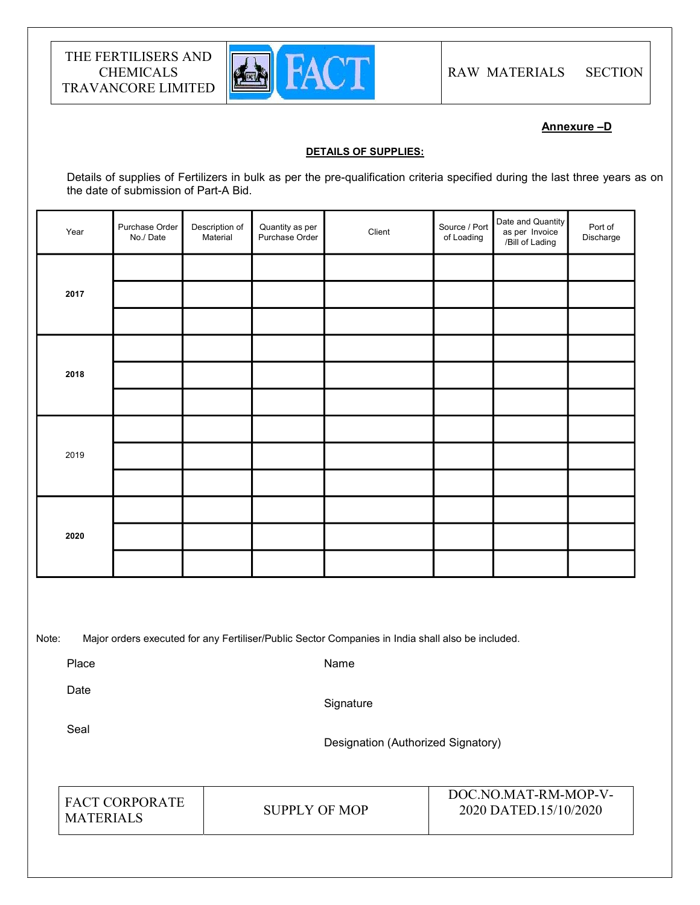**Annexure –D**

**DETAILS OF SUPPLIES:**

Details of supplies of Fertilizers in bulk as per the pre-qualification criteria specified during the last three years as on the date of submission of Part-A Bid.

| Year | Purchase Order No./ Date | Description of Material | Quantity as per Purchase Order | Client | Source / Port of Loading | Date and Quantity as per Invoice /Bill of Lading | Port of Discharge |
|---|---|---|---|---|---|---|---|
| **2017** | | | | | | | |
| | | | | | | | |
| | | | | | | | |
| **2018** | | | | | | | |
| | | | | | | | |
| | | | | | | | |
| 2019 | | | | | | | |
| | | | | | | | |
| | | | | | | | |
| **2020** | | | | | | | |
| | | | | | | | |
| | | | | | | | |

Note: Major orders executed for any Fertiliser/Public Sector Companies in India shall also be included.

Place

Date

Seal

Name

Signature

Designation (Authorized Signatory)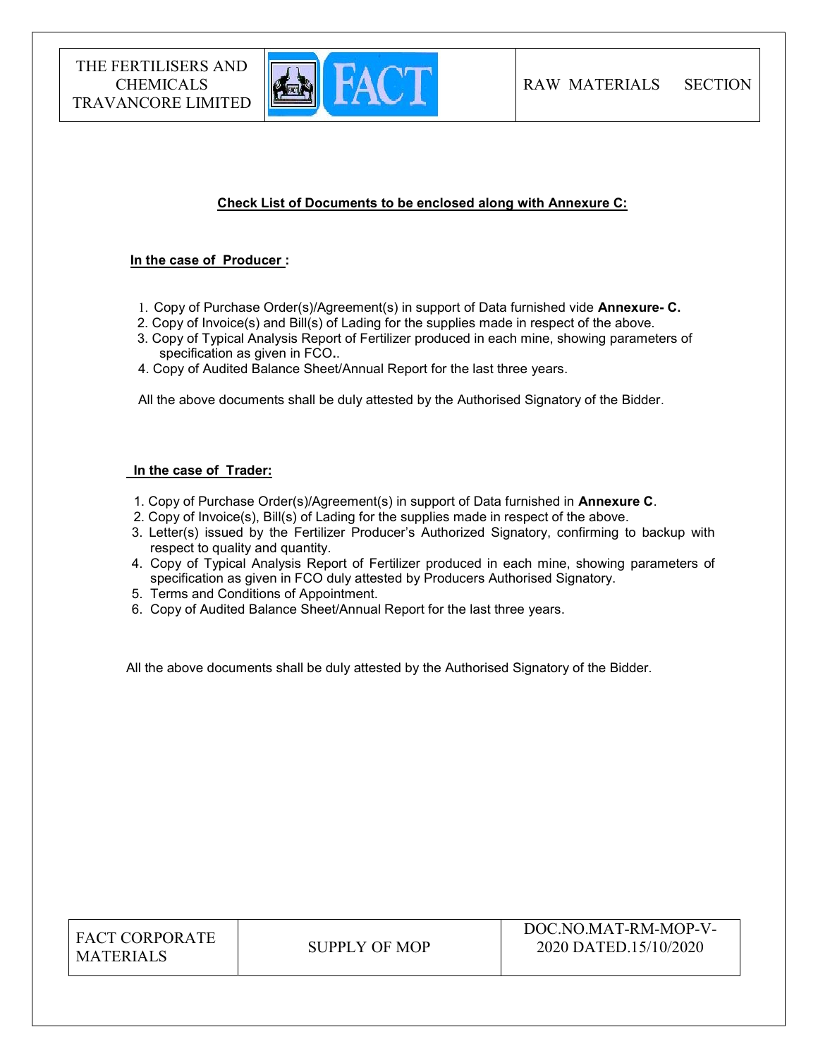## Check List of Documents to be enclosed along with Annexure C:

### In the case of Producer :

1. Copy of Purchase Order(s)/Agreement(s) in support of Data furnished vide **Annexure- C.**
2. Copy of Invoice(s) and Bill(s) of Lading for the supplies made in respect of the above.
3. Copy of Typical Analysis Report of Fertilizer produced in each mine, showing parameters of specification as given in FCO**.**.
4. Copy of Audited Balance Sheet/Annual Report for the last three years.

All the above documents shall be duly attested by the Authorised Signatory of the Bidder.

### In the case of Trader:

1. Copy of Purchase Order(s)/Agreement(s) in support of Data furnished in **Annexure C**.
2. Copy of Invoice(s), Bill(s) of Lading for the supplies made in respect of the above.
3. Letter(s) issued by the Fertilizer Producer's Authorized Signatory, confirming to backup with respect to quality and quantity.
4. Copy of Typical Analysis Report of Fertilizer produced in each mine, showing parameters of specification as given in FCO duly attested by Producers Authorised Signatory.
5. Terms and Conditions of Appointment.
6. Copy of Audited Balance Sheet/Annual Report for the last three years.

All the above documents shall be duly attested by the Authorised Signatory of the Bidder.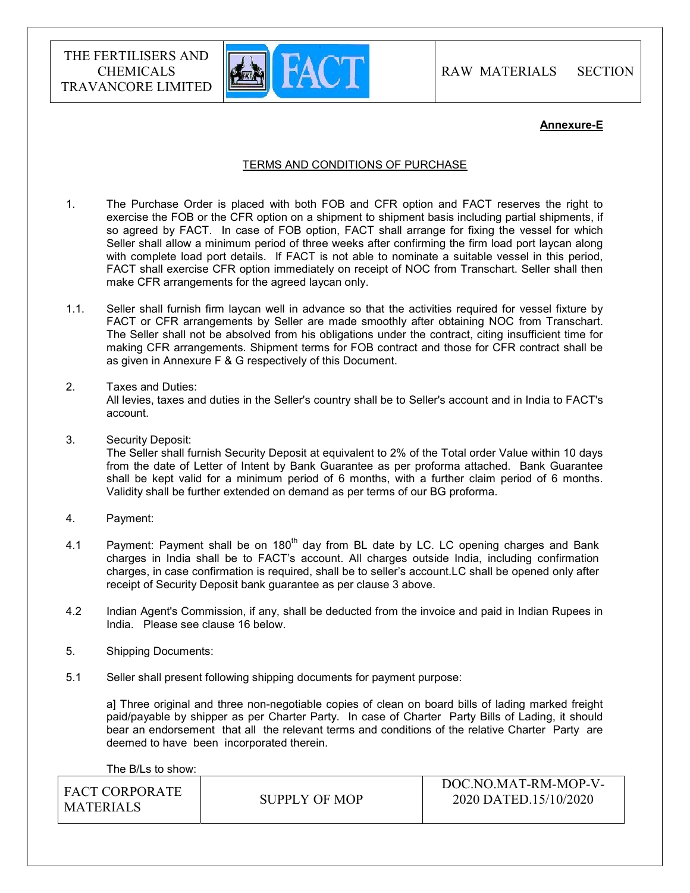**Annexure-E**

TERMS AND CONDITIONS OF PURCHASE

1. The Purchase Order is placed with both FOB and CFR option and FACT reserves the right to exercise the FOB or the CFR option on a shipment to shipment basis including partial shipments, if so agreed by FACT. In case of FOB option, FACT shall arrange for fixing the vessel for which Seller shall allow a minimum period of three weeks after confirming the firm load port laycan along with complete load port details. If FACT is not able to nominate a suitable vessel in this period, FACT shall exercise CFR option immediately on receipt of NOC from Transchart. Seller shall then make CFR arrangements for the agreed laycan only.

1.1. Seller shall furnish firm laycan well in advance so that the activities required for vessel fixture by FACT or CFR arrangements by Seller are made smoothly after obtaining NOC from Transchart. The Seller shall not be absolved from his obligations under the contract, citing insufficient time for making CFR arrangements. Shipment terms for FOB contract and those for CFR contract shall be as given in Annexure F & G respectively of this Document.

2. Taxes and Duties:
All levies, taxes and duties in the Seller's country shall be to Seller's account and in India to FACT's account.

3. Security Deposit:
The Seller shall furnish Security Deposit at equivalent to 2% of the Total order Value within 10 days from the date of Letter of Intent by Bank Guarantee as per proforma attached. Bank Guarantee shall be kept valid for a minimum period of 6 months, with a further claim period of 6 months. Validity shall be further extended on demand as per terms of our BG proforma.

4. Payment:

4.1 Payment: Payment shall be on 180th day from BL date by LC. LC opening charges and Bank charges in India shall be to FACT's account. All charges outside India, including confirmation charges, in case confirmation is required, shall be to seller's account.LC shall be opened only after receipt of Security Deposit bank guarantee as per clause 3 above.

4.2 Indian Agent's Commission, if any, shall be deducted from the invoice and paid in Indian Rupees in India. Please see clause 16 below.

5. Shipping Documents:

5.1 Seller shall present following shipping documents for payment purpose:

a] Three original and three non-negotiable copies of clean on board bills of lading marked freight paid/payable by shipper as per Charter Party. In case of Charter Party Bills of Lading, it should bear an endorsement that all the relevant terms and conditions of the relative Charter Party are deemed to have been incorporated therein.

The B/Ls to show: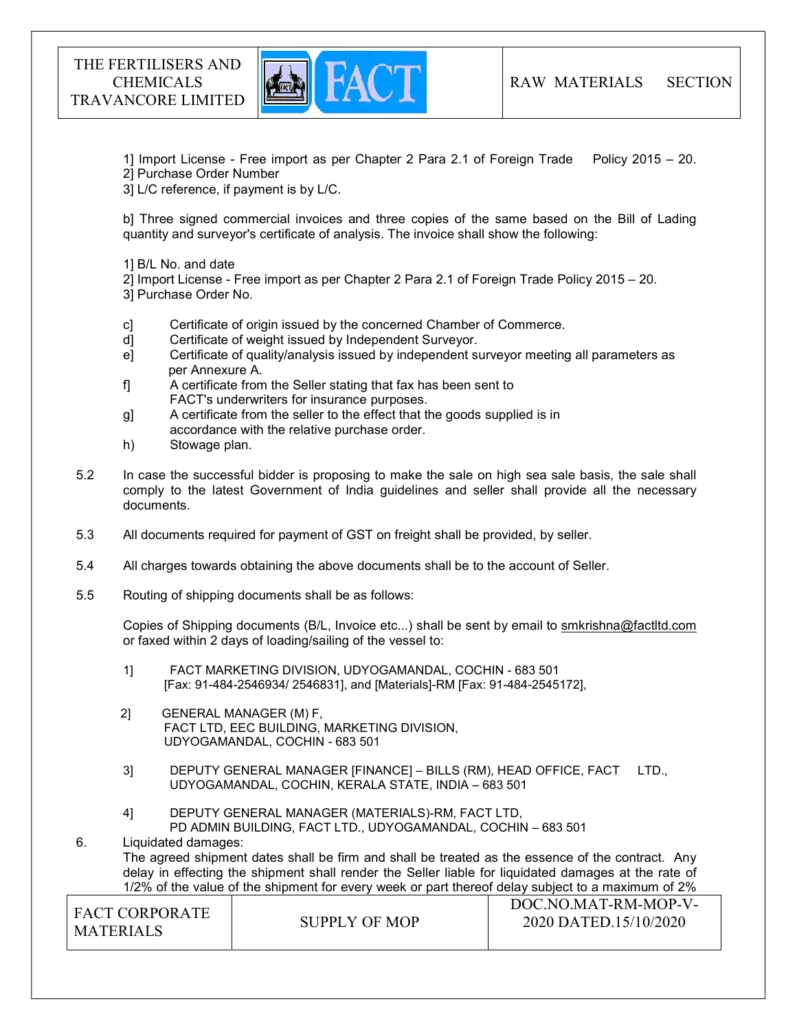1] Import License - Free import as per Chapter 2 Para 2.1 of Foreign Trade Policy 2015 – 20.
2] Purchase Order Number
3] L/C reference, if payment is by L/C.

b] Three signed commercial invoices and three copies of the same based on the Bill of Lading quantity and surveyor's certificate of analysis. The invoice shall show the following:

1] B/L No. and date
2] Import License - Free import as per Chapter 2 Para 2.1 of Foreign Trade Policy 2015 – 20.
3] Purchase Order No.

c] Certificate of origin issued by the concerned Chamber of Commerce.
d] Certificate of weight issued by Independent Surveyor.
e] Certificate of quality/analysis issued by independent surveyor meeting all parameters as per Annexure A.
f] A certificate from the Seller stating that fax has been sent to FACT's underwriters for insurance purposes.
g] A certificate from the seller to the effect that the goods supplied is in accordance with the relative purchase order.
h) Stowage plan.

5.2 In case the successful bidder is proposing to make the sale on high sea sale basis, the sale shall comply to the latest Government of India guidelines and seller shall provide all the necessary documents.

5.3 All documents required for payment of GST on freight shall be provided, by seller.

5.4 All charges towards obtaining the above documents shall be to the account of Seller.

5.5 Routing of shipping documents shall be as follows:

Copies of Shipping documents (B/L, Invoice etc...) shall be sent by email to smkrishna@factltd.com or faxed within 2 days of loading/sailing of the vessel to:

1] FACT MARKETING DIVISION, UDYOGAMANDAL, COCHIN - 683 501
[Fax: 91-484-2546934/ 2546831], and [Materials]-RM [Fax: 91-484-2545172],

2] GENERAL MANAGER (M) F,
FACT LTD, EEC BUILDING, MARKETING DIVISION,
UDYOGAMANDAL, COCHIN - 683 501

3] DEPUTY GENERAL MANAGER [FINANCE] – BILLS (RM), HEAD OFFICE, FACT LTD., UDYOGAMANDAL, COCHIN, KERALA STATE, INDIA – 683 501

4] DEPUTY GENERAL MANAGER (MATERIALS)-RM, FACT LTD,
PD ADMIN BUILDING, FACT LTD., UDYOGAMANDAL, COCHIN – 683 501

6. Liquidated damages:
The agreed shipment dates shall be firm and shall be treated as the essence of the contract. Any delay in effecting the shipment shall render the Seller liable for liquidated damages at the rate of 1/2% of the value of the shipment for every week or part thereof delay subject to a maximum of 2%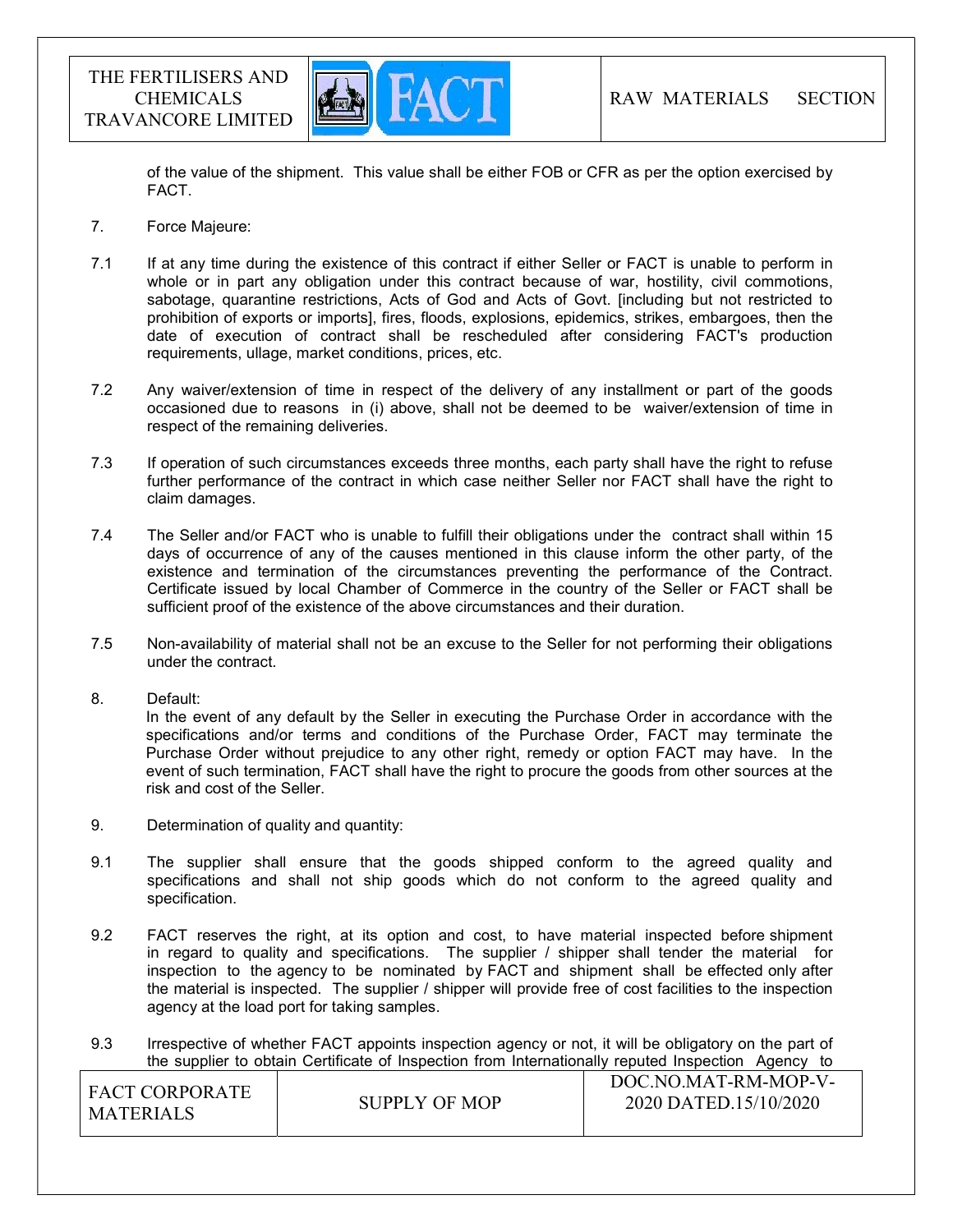of the value of the shipment. This value shall be either FOB or CFR as per the option exercised by FACT.

7. Force Majeure:

7.1 If at any time during the existence of this contract if either Seller or FACT is unable to perform in whole or in part any obligation under this contract because of war, hostility, civil commotions, sabotage, quarantine restrictions, Acts of God and Acts of Govt. [including but not restricted to prohibition of exports or imports], fires, floods, explosions, epidemics, strikes, embargoes, then the date of execution of contract shall be rescheduled after considering FACT's production requirements, ullage, market conditions, prices, etc.

7.2 Any waiver/extension of time in respect of the delivery of any installment or part of the goods occasioned due to reasons in (i) above, shall not be deemed to be waiver/extension of time in respect of the remaining deliveries.

7.3 If operation of such circumstances exceeds three months, each party shall have the right to refuse further performance of the contract in which case neither Seller nor FACT shall have the right to claim damages.

7.4 The Seller and/or FACT who is unable to fulfill their obligations under the contract shall within 15 days of occurrence of any of the causes mentioned in this clause inform the other party, of the existence and termination of the circumstances preventing the performance of the Contract. Certificate issued by local Chamber of Commerce in the country of the Seller or FACT shall be sufficient proof of the existence of the above circumstances and their duration.

7.5 Non-availability of material shall not be an excuse to the Seller for not performing their obligations under the contract.

8. Default:
In the event of any default by the Seller in executing the Purchase Order in accordance with the specifications and/or terms and conditions of the Purchase Order, FACT may terminate the Purchase Order without prejudice to any other right, remedy or option FACT may have. In the event of such termination, FACT shall have the right to procure the goods from other sources at the risk and cost of the Seller.

9. Determination of quality and quantity:

9.1 The supplier shall ensure that the goods shipped conform to the agreed quality and specifications and shall not ship goods which do not conform to the agreed quality and specification.

9.2 FACT reserves the right, at its option and cost, to have material inspected before shipment in regard to quality and specifications. The supplier / shipper shall tender the material for inspection to the agency to be nominated by FACT and shipment shall be effected only after the material is inspected. The supplier / shipper will provide free of cost facilities to the inspection agency at the load port for taking samples.

9.3 Irrespective of whether FACT appoints inspection agency or not, it will be obligatory on the part of the supplier to obtain Certificate of Inspection from Internationally reputed Inspection Agency to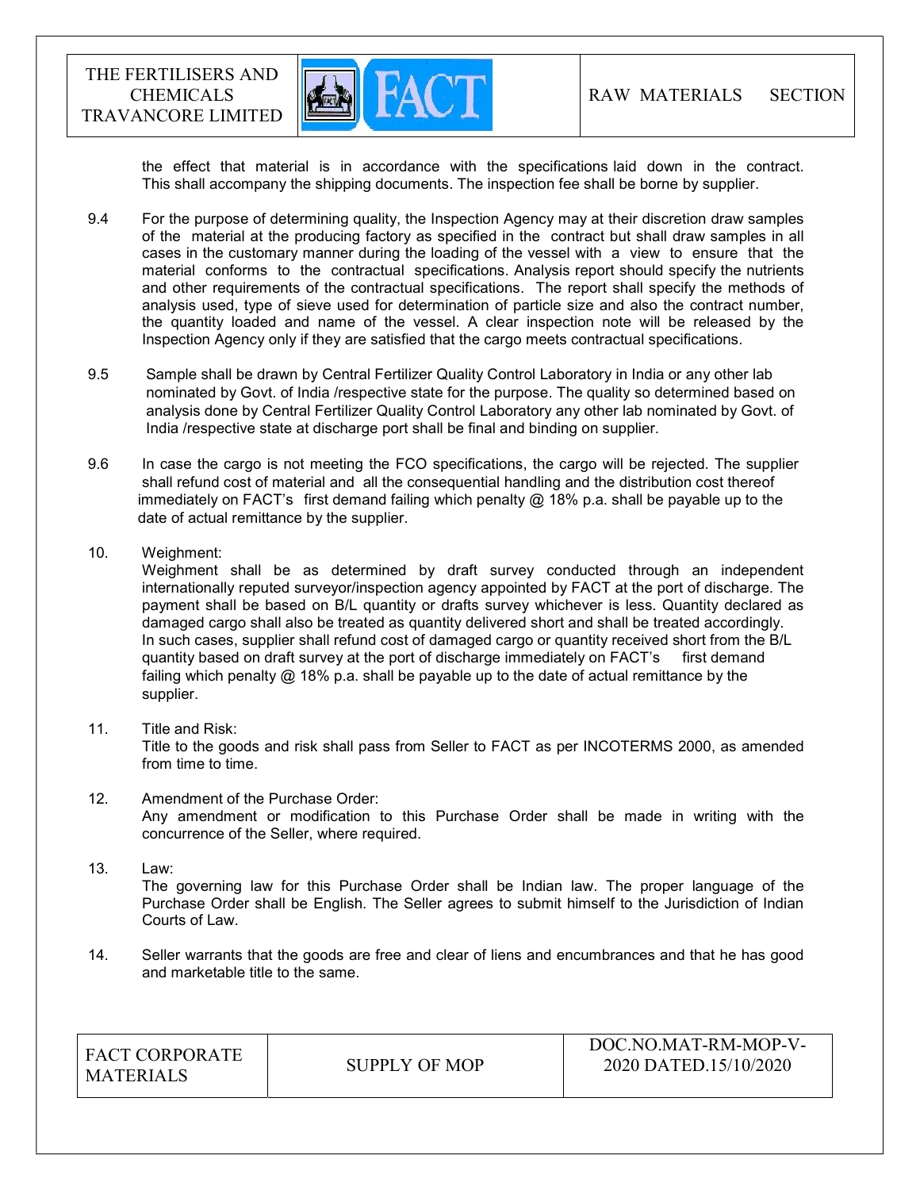the effect that material is in accordance with the specifications laid down in the contract. This shall accompany the shipping documents. The inspection fee shall be borne by supplier.

9.4 For the purpose of determining quality, the Inspection Agency may at their discretion draw samples of the material at the producing factory as specified in the contract but shall draw samples in all cases in the customary manner during the loading of the vessel with a view to ensure that the material conforms to the contractual specifications. Analysis report should specify the nutrients and other requirements of the contractual specifications. The report shall specify the methods of analysis used, type of sieve used for determination of particle size and also the contract number, the quantity loaded and name of the vessel. A clear inspection note will be released by the Inspection Agency only if they are satisfied that the cargo meets contractual specifications.

9.5 Sample shall be drawn by Central Fertilizer Quality Control Laboratory in India or any other lab nominated by Govt. of India /respective state for the purpose. The quality so determined based on analysis done by Central Fertilizer Quality Control Laboratory any other lab nominated by Govt. of India /respective state at discharge port shall be final and binding on supplier.

9.6 In case the cargo is not meeting the FCO specifications, the cargo will be rejected. The supplier shall refund cost of material and all the consequential handling and the distribution cost thereof immediately on FACT's first demand failing which penalty @ 18% p.a. shall be payable up to the date of actual remittance by the supplier.

10. Weighment:
Weighment shall be as determined by draft survey conducted through an independent internationally reputed surveyor/inspection agency appointed by FACT at the port of discharge. The payment shall be based on B/L quantity or drafts survey whichever is less. Quantity declared as damaged cargo shall also be treated as quantity delivered short and shall be treated accordingly. In such cases, supplier shall refund cost of damaged cargo or quantity received short from the B/L quantity based on draft survey at the port of discharge immediately on FACT's first demand failing which penalty @ 18% p.a. shall be payable up to the date of actual remittance by the supplier.

11. Title and Risk:
Title to the goods and risk shall pass from Seller to FACT as per INCOTERMS 2000, as amended from time to time.

12. Amendment of the Purchase Order:
Any amendment or modification to this Purchase Order shall be made in writing with the concurrence of the Seller, where required.

13. Law:
The governing law for this Purchase Order shall be Indian law. The proper language of the Purchase Order shall be English. The Seller agrees to submit himself to the Jurisdiction of Indian Courts of Law.

14. Seller warrants that the goods are free and clear of liens and encumbrances and that he has good and marketable title to the same.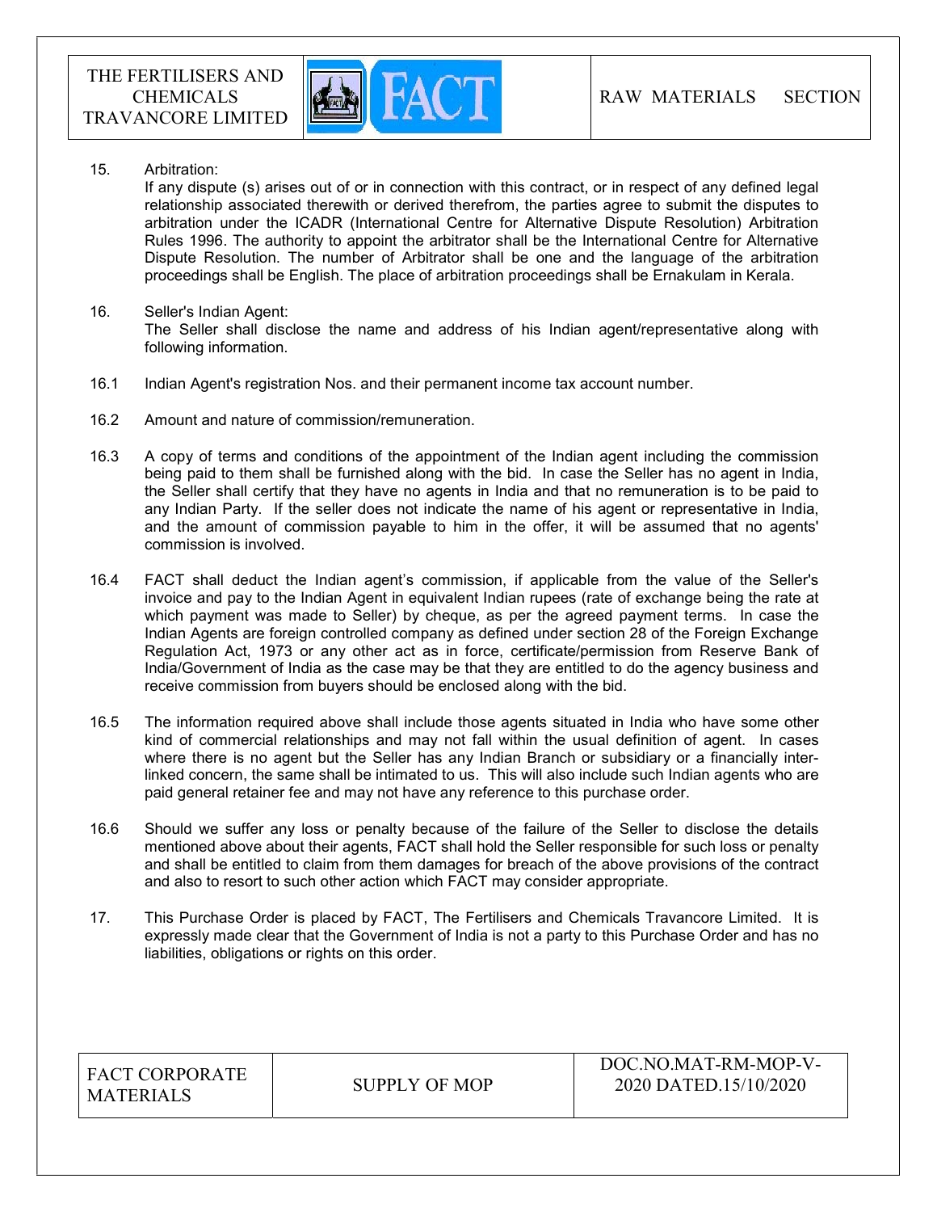15. Arbitration:
    If any dispute (s) arises out of or in connection with this contract, or in respect of any defined legal relationship associated therewith or derived therefrom, the parties agree to submit the disputes to arbitration under the ICADR (International Centre for Alternative Dispute Resolution) Arbitration Rules 1996. The authority to appoint the arbitrator shall be the International Centre for Alternative Dispute Resolution. The number of Arbitrator shall be one and the language of the arbitration proceedings shall be English. The place of arbitration proceedings shall be Ernakulam in Kerala.

16. Seller's Indian Agent:
    The Seller shall disclose the name and address of his Indian agent/representative along with following information.

16.1 Indian Agent's registration Nos. and their permanent income tax account number.

16.2 Amount and nature of commission/remuneration.

16.3 A copy of terms and conditions of the appointment of the Indian agent including the commission being paid to them shall be furnished along with the bid. In case the Seller has no agent in India, the Seller shall certify that they have no agents in India and that no remuneration is to be paid to any Indian Party. If the seller does not indicate the name of his agent or representative in India, and the amount of commission payable to him in the offer, it will be assumed that no agents' commission is involved.

16.4 FACT shall deduct the Indian agent's commission, if applicable from the value of the Seller's invoice and pay to the Indian Agent in equivalent Indian rupees (rate of exchange being the rate at which payment was made to Seller) by cheque, as per the agreed payment terms. In case the Indian Agents are foreign controlled company as defined under section 28 of the Foreign Exchange Regulation Act, 1973 or any other act as in force, certificate/permission from Reserve Bank of India/Government of India as the case may be that they are entitled to do the agency business and receive commission from buyers should be enclosed along with the bid.

16.5 The information required above shall include those agents situated in India who have some other kind of commercial relationships and may not fall within the usual definition of agent. In cases where there is no agent but the Seller has any Indian Branch or subsidiary or a financially inter-linked concern, the same shall be intimated to us. This will also include such Indian agents who are paid general retainer fee and may not have any reference to this purchase order.

16.6 Should we suffer any loss or penalty because of the failure of the Seller to disclose the details mentioned above about their agents, FACT shall hold the Seller responsible for such loss or penalty and shall be entitled to claim from them damages for breach of the above provisions of the contract and also to resort to such other action which FACT may consider appropriate.

17. This Purchase Order is placed by FACT, The Fertilisers and Chemicals Travancore Limited. It is expressly made clear that the Government of India is not a party to this Purchase Order and has no liabilities, obligations or rights on this order.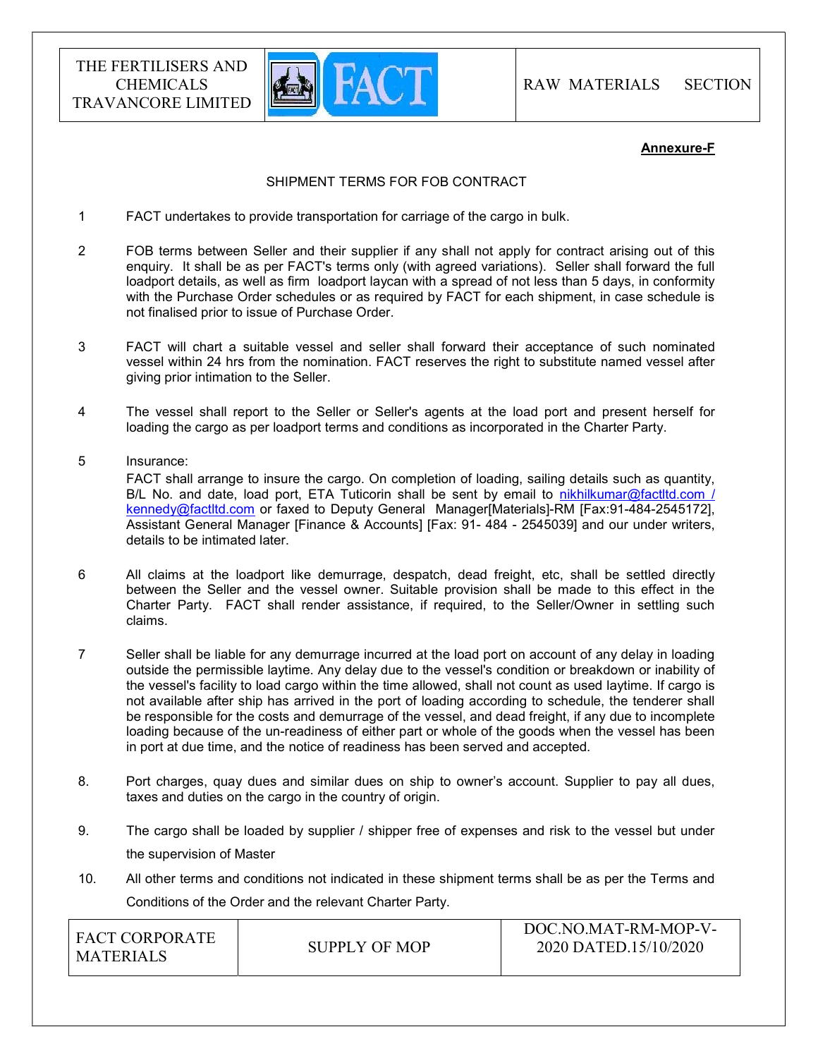**Annexure-F**

SHIPMENT TERMS FOR FOB CONTRACT

1. FACT undertakes to provide transportation for carriage of the cargo in bulk.

2. FOB terms between Seller and their supplier if any shall not apply for contract arising out of this enquiry. It shall be as per FACT's terms only (with agreed variations). Seller shall forward the full loadport details, as well as firm loadport laycan with a spread of not less than 5 days, in conformity with the Purchase Order schedules or as required by FACT for each shipment, in case schedule is not finalised prior to issue of Purchase Order.

3. FACT will chart a suitable vessel and seller shall forward their acceptance of such nominated vessel within 24 hrs from the nomination. FACT reserves the right to substitute named vessel after giving prior intimation to the Seller.

4. The vessel shall report to the Seller or Seller's agents at the load port and present herself for loading the cargo as per loadport terms and conditions as incorporated in the Charter Party.

5. Insurance:
   FACT shall arrange to insure the cargo. On completion of loading, sailing details such as quantity, B/L No. and date, load port, ETA Tuticorin shall be sent by email to nikhilkumar@factltd.com / kennedy@factltd.com or faxed to Deputy General Manager[Materials]-RM [Fax:91-484-2545172], Assistant General Manager [Finance & Accounts] [Fax: 91- 484 - 2545039] and our under writers, details to be intimated later.

6. All claims at the loadport like demurrage, despatch, dead freight, etc, shall be settled directly between the Seller and the vessel owner. Suitable provision shall be made to this effect in the Charter Party. FACT shall render assistance, if required, to the Seller/Owner in settling such claims.

7. Seller shall be liable for any demurrage incurred at the load port on account of any delay in loading outside the permissible laytime. Any delay due to the vessel's condition or breakdown or inability of the vessel's facility to load cargo within the time allowed, shall not count as used laytime. If cargo is not available after ship has arrived in the port of loading according to schedule, the tenderer shall be responsible for the costs and demurrage of the vessel, and dead freight, if any due to incomplete loading because of the un-readiness of either part or whole of the goods when the vessel has been in port at due time, and the notice of readiness has been served and accepted.

8. Port charges, quay dues and similar dues on ship to owner's account. Supplier to pay all dues, taxes and duties on the cargo in the country of origin.

9. The cargo shall be loaded by supplier / shipper free of expenses and risk to the vessel but under the supervision of Master

10. All other terms and conditions not indicated in these shipment terms shall be as per the Terms and Conditions of the Order and the relevant Charter Party.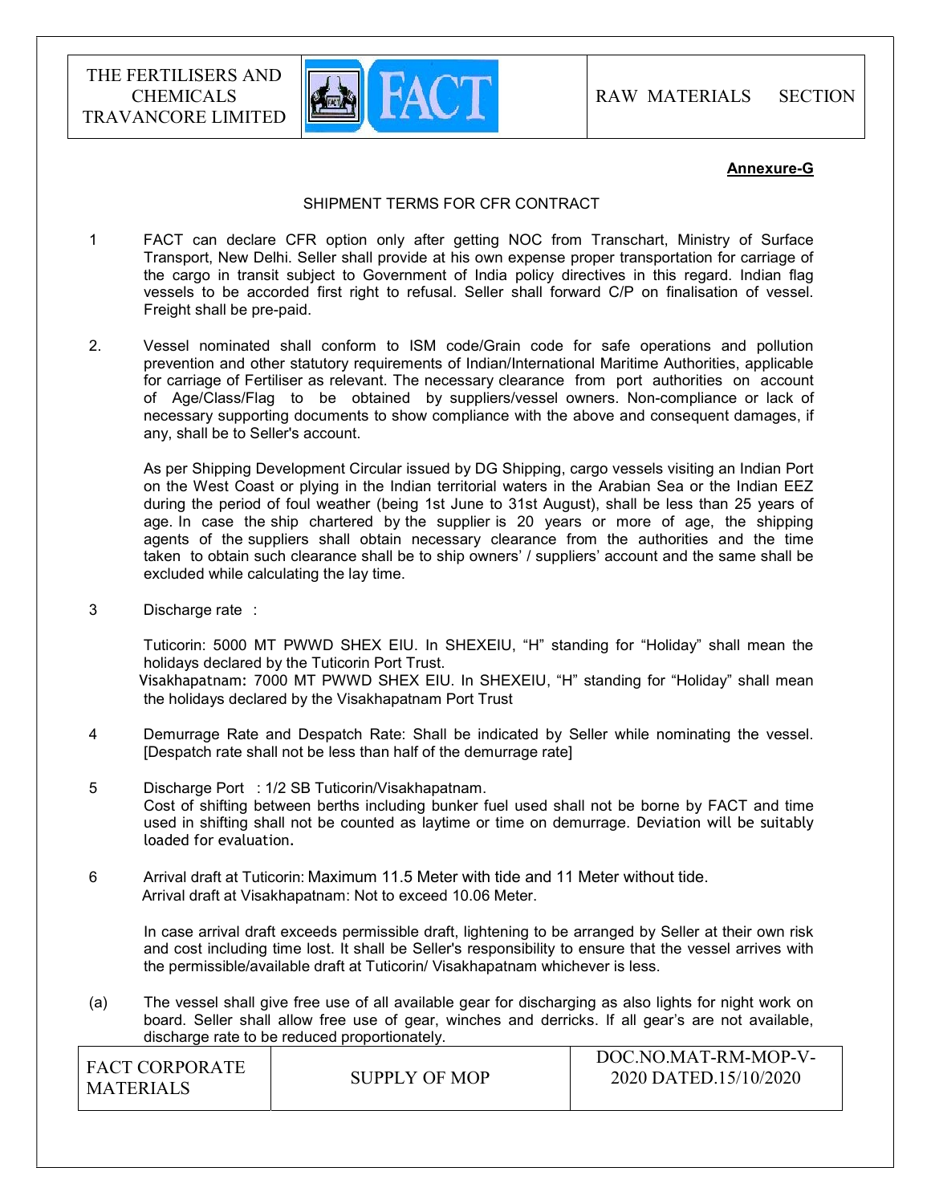**Annexure-G**

SHIPMENT TERMS FOR CFR CONTRACT

1 FACT can declare CFR option only after getting NOC from Transchart, Ministry of Surface Transport, New Delhi. Seller shall provide at his own expense proper transportation for carriage of the cargo in transit subject to Government of India policy directives in this regard. Indian flag vessels to be accorded first right to refusal. Seller shall forward C/P on finalisation of vessel. Freight shall be pre-paid.

2. Vessel nominated shall conform to ISM code/Grain code for safe operations and pollution prevention and other statutory requirements of Indian/International Maritime Authorities, applicable for carriage of Fertiliser as relevant. The necessary clearance from port authorities on account of Age/Class/Flag to be obtained by suppliers/vessel owners. Non-compliance or lack of necessary supporting documents to show compliance with the above and consequent damages, if any, shall be to Seller's account.

As per Shipping Development Circular issued by DG Shipping, cargo vessels visiting an Indian Port on the West Coast or plying in the Indian territorial waters in the Arabian Sea or the Indian EEZ during the period of foul weather (being 1st June to 31st August), shall be less than 25 years of age. In case the ship chartered by the supplier is 20 years or more of age, the shipping agents of the suppliers shall obtain necessary clearance from the authorities and the time taken to obtain such clearance shall be to ship owners' / suppliers' account and the same shall be excluded while calculating the lay time.

3 Discharge rate :

Tuticorin: 5000 MT PWWD SHEX EIU. In SHEXEIU, "H" standing for "Holiday" shall mean the holidays declared by the Tuticorin Port Trust.
Visakhapatnam: 7000 MT PWWD SHEX EIU. In SHEXEIU, "H" standing for "Holiday" shall mean the holidays declared by the Visakhapatnam Port Trust

4 Demurrage Rate and Despatch Rate: Shall be indicated by Seller while nominating the vessel. [Despatch rate shall not be less than half of the demurrage rate]

5 Discharge Port : 1/2 SB Tuticorin/Visakhapatnam.
Cost of shifting between berths including bunker fuel used shall not be borne by FACT and time used in shifting shall not be counted as laytime or time on demurrage. Deviation will be suitably loaded for evaluation.

6 Arrival draft at Tuticorin: Maximum 11.5 Meter with tide and 11 Meter without tide.
Arrival draft at Visakhapatnam: Not to exceed 10.06 Meter.

In case arrival draft exceeds permissible draft, lightening to be arranged by Seller at their own risk and cost including time lost. It shall be Seller's responsibility to ensure that the vessel arrives with the permissible/available draft at Tuticorin/ Visakhapatnam whichever is less.

(a) The vessel shall give free use of all available gear for discharging as also lights for night work on board. Seller shall allow free use of gear, winches and derricks. If all gear's are not available, discharge rate to be reduced proportionately.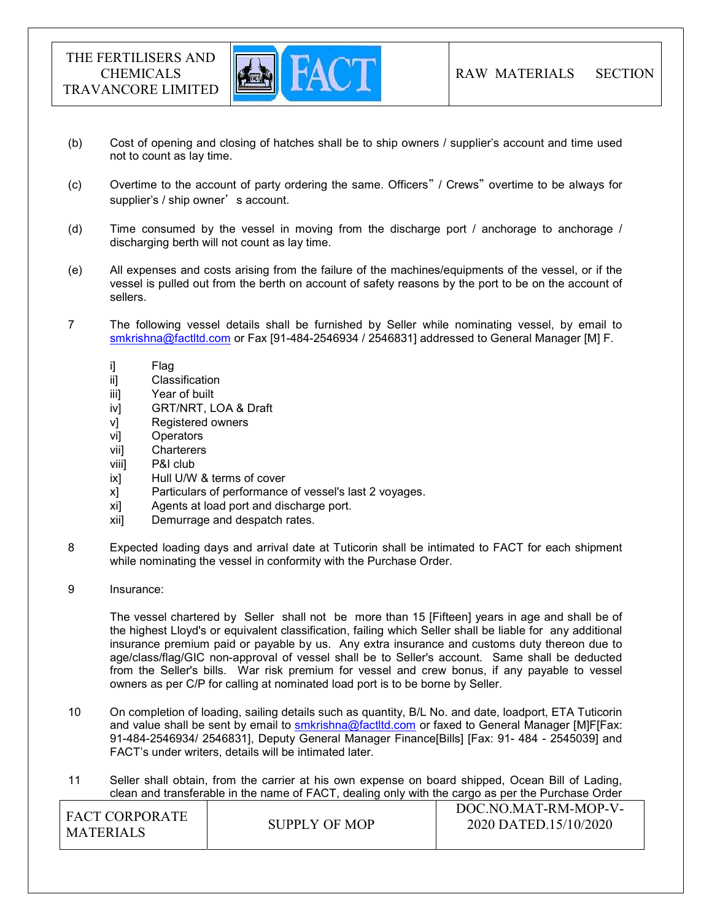(b) Cost of opening and closing of hatches shall be to ship owners / supplier's account and time used not to count as lay time.

(c) Overtime to the account of party ordering the same. Officers" / Crews" overtime to be always for supplier's / ship owner' s account.

(d) Time consumed by the vessel in moving from the discharge port / anchorage to anchorage / discharging berth will not count as lay time.

(e) All expenses and costs arising from the failure of the machines/equipments of the vessel, or if the vessel is pulled out from the berth on account of safety reasons by the port to be on the account of sellers.

7 The following vessel details shall be furnished by Seller while nominating vessel, by email to smkrishna@factltd.com or Fax [91-484-2546934 / 2546831] addressed to General Manager [M] F.

- i] Flag
- ii] Classification
- iii] Year of built
- iv] GRT/NRT, LOA & Draft
- v] Registered owners
- vi] Operators
- vii] Charterers
- viii] P&I club
- ix] Hull U/W & terms of cover
- x] Particulars of performance of vessel's last 2 voyages.
- xi] Agents at load port and discharge port.
- xii] Demurrage and despatch rates.

8 Expected loading days and arrival date at Tuticorin shall be intimated to FACT for each shipment while nominating the vessel in conformity with the Purchase Order.

9 Insurance:

The vessel chartered by Seller shall not be more than 15 [Fifteen] years in age and shall be of the highest Lloyd's or equivalent classification, failing which Seller shall be liable for any additional insurance premium paid or payable by us. Any extra insurance and customs duty thereon due to age/class/flag/GIC non-approval of vessel shall be to Seller's account. Same shall be deducted from the Seller's bills. War risk premium for vessel and crew bonus, if any payable to vessel owners as per C/P for calling at nominated load port is to be borne by Seller.

10 On completion of loading, sailing details such as quantity, B/L No. and date, loadport, ETA Tuticorin and value shall be sent by email to smkrishna@factltd.com or faxed to General Manager [M]F[Fax: 91-484-2546934/ 2546831], Deputy General Manager Finance[Bills] [Fax: 91- 484 - 2545039] and FACT's under writers, details will be intimated later.

11 Seller shall obtain, from the carrier at his own expense on board shipped, Ocean Bill of Lading, clean and transferable in the name of FACT, dealing only with the cargo as per the Purchase Order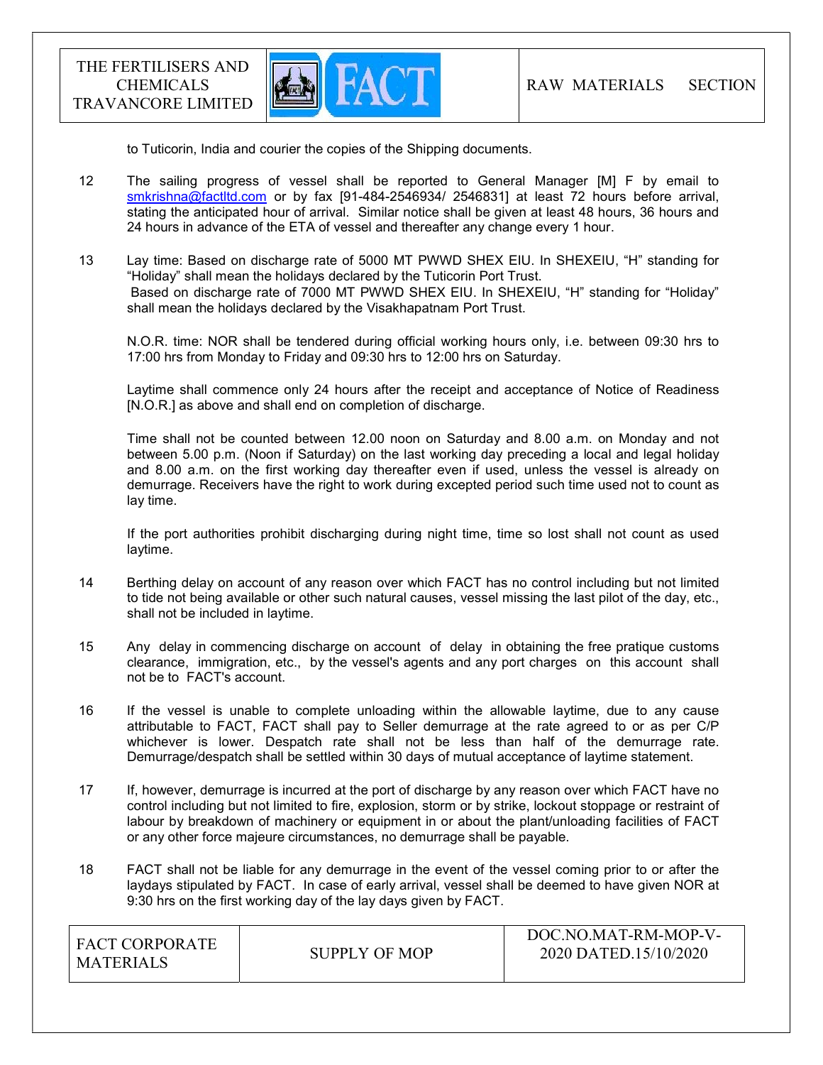to Tuticorin, India and courier the copies of the Shipping documents.

12 The sailing progress of vessel shall be reported to General Manager [M] F by email to smkrishna@factltd.com or by fax [91-484-2546934/ 2546831] at least 72 hours before arrival, stating the anticipated hour of arrival. Similar notice shall be given at least 48 hours, 36 hours and 24 hours in advance of the ETA of vessel and thereafter any change every 1 hour.

13 Lay time: Based on discharge rate of 5000 MT PWWD SHEX EIU. In SHEXEIU, "H" standing for "Holiday" shall mean the holidays declared by the Tuticorin Port Trust.
Based on discharge rate of 7000 MT PWWD SHEX EIU. In SHEXEIU, "H" standing for "Holiday" shall mean the holidays declared by the Visakhapatnam Port Trust.

N.O.R. time: NOR shall be tendered during official working hours only, i.e. between 09:30 hrs to 17:00 hrs from Monday to Friday and 09:30 hrs to 12:00 hrs on Saturday.

Laytime shall commence only 24 hours after the receipt and acceptance of Notice of Readiness [N.O.R.] as above and shall end on completion of discharge.

Time shall not be counted between 12.00 noon on Saturday and 8.00 a.m. on Monday and not between 5.00 p.m. (Noon if Saturday) on the last working day preceding a local and legal holiday and 8.00 a.m. on the first working day thereafter even if used, unless the vessel is already on demurrage. Receivers have the right to work during excepted period such time used not to count as lay time.

If the port authorities prohibit discharging during night time, time so lost shall not count as used laytime.

14 Berthing delay on account of any reason over which FACT has no control including but not limited to tide not being available or other such natural causes, vessel missing the last pilot of the day, etc., shall not be included in laytime.

15 Any delay in commencing discharge on account of delay in obtaining the free pratique customs clearance, immigration, etc., by the vessel's agents and any port charges on this account shall not be to FACT's account.

16 If the vessel is unable to complete unloading within the allowable laytime, due to any cause attributable to FACT, FACT shall pay to Seller demurrage at the rate agreed to or as per C/P whichever is lower. Despatch rate shall not be less than half of the demurrage rate. Demurrage/despatch shall be settled within 30 days of mutual acceptance of laytime statement.

17 If, however, demurrage is incurred at the port of discharge by any reason over which FACT have no control including but not limited to fire, explosion, storm or by strike, lockout stoppage or restraint of labour by breakdown of machinery or equipment in or about the plant/unloading facilities of FACT or any other force majeure circumstances, no demurrage shall be payable.

18 FACT shall not be liable for any demurrage in the event of the vessel coming prior to or after the laydays stipulated by FACT. In case of early arrival, vessel shall be deemed to have given NOR at 9:30 hrs on the first working day of the lay days given by FACT.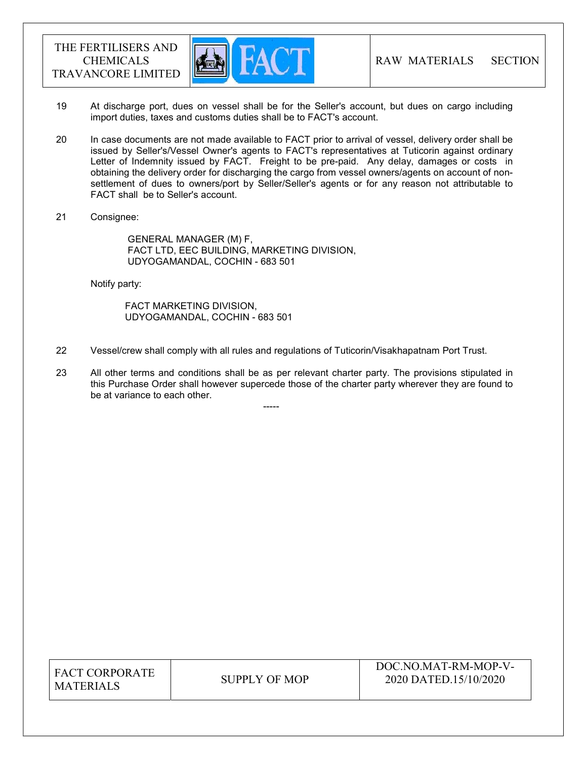19. At discharge port, dues on vessel shall be for the Seller's account, but dues on cargo including import duties, taxes and customs duties shall be to FACT's account.

20. In case documents are not made available to FACT prior to arrival of vessel, delivery order shall be issued by Seller's/Vessel Owner's agents to FACT's representatives at Tuticorin against ordinary Letter of Indemnity issued by FACT. Freight to be pre-paid. Any delay, damages or costs in obtaining the delivery order for discharging the cargo from vessel owners/agents on account of non-settlement of dues to owners/port by Seller/Seller's agents or for any reason not attributable to FACT shall be to Seller's account.

21. Consignee:

    GENERAL MANAGER (M) F,
    FACT LTD, EEC BUILDING, MARKETING DIVISION,
    UDYOGAMANDAL, COCHIN - 683 501

    Notify party:

    FACT MARKETING DIVISION,
    UDYOGAMANDAL, COCHIN - 683 501

22. Vessel/crew shall comply with all rules and regulations of Tuticorin/Visakhapatnam Port Trust.

23. All other terms and conditions shall be as per relevant charter party. The provisions stipulated in this Purchase Order shall however supercede those of the charter party wherever they are found to be at variance to each other.

-----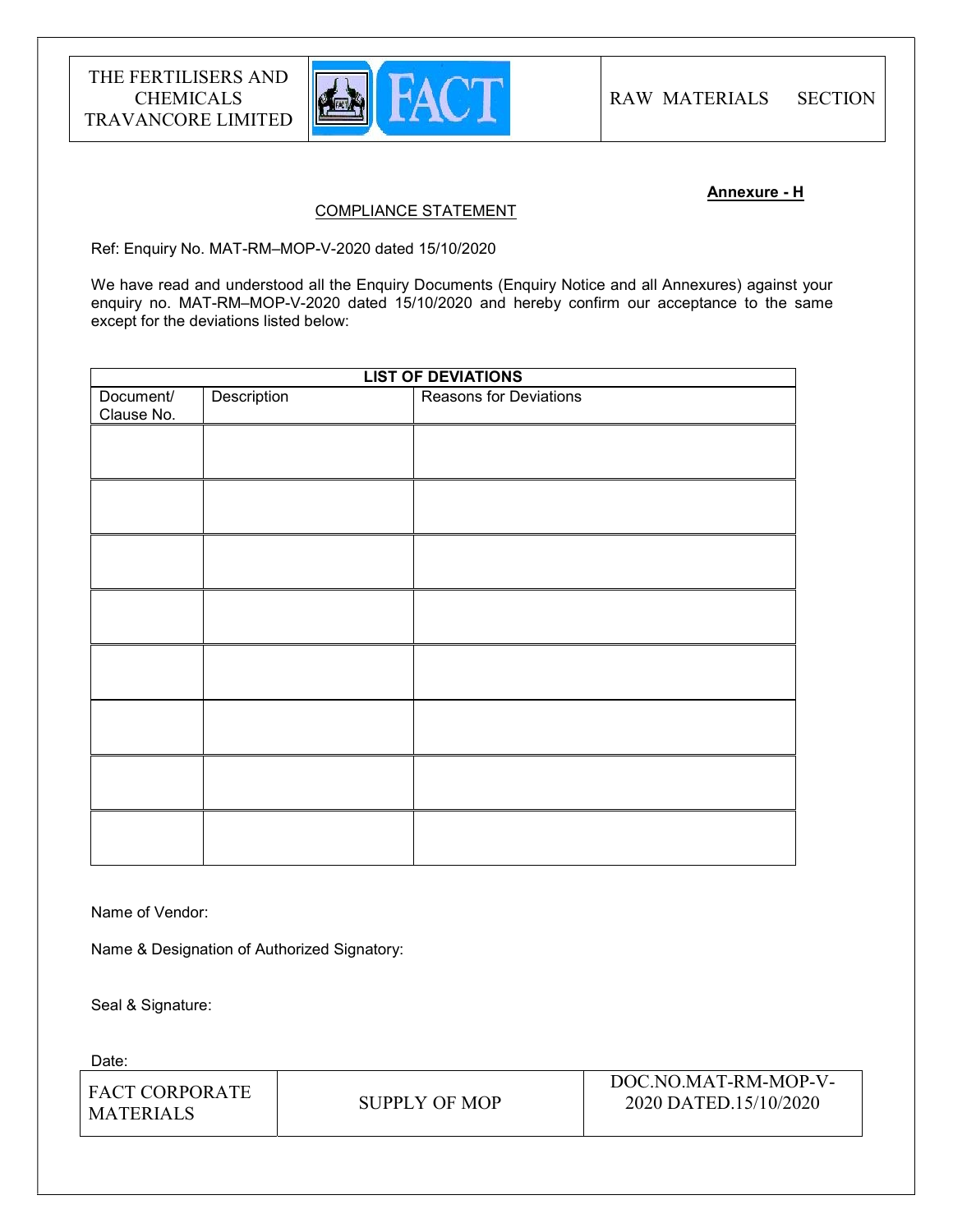**Annexure - H**

COMPLIANCE STATEMENT

Ref: Enquiry No. MAT-RM–MOP-V-2020 dated 15/10/2020

We have read and understood all the Enquiry Documents (Enquiry Notice and all Annexures) against your enquiry no. MAT-RM–MOP-V-2020 dated 15/10/2020 and hereby confirm our acceptance to the same except for the deviations listed below:

| LIST OF DEVIATIONS | | |
|---|---|---|
| Document/ Clause No. | Description | Reasons for Deviations |
| | | |
| | | |
| | | |
| | | |
| | | |
| | | |
| | | |
| | | |

Name of Vendor:

Name & Designation of Authorized Signatory:

Seal & Signature:

Date: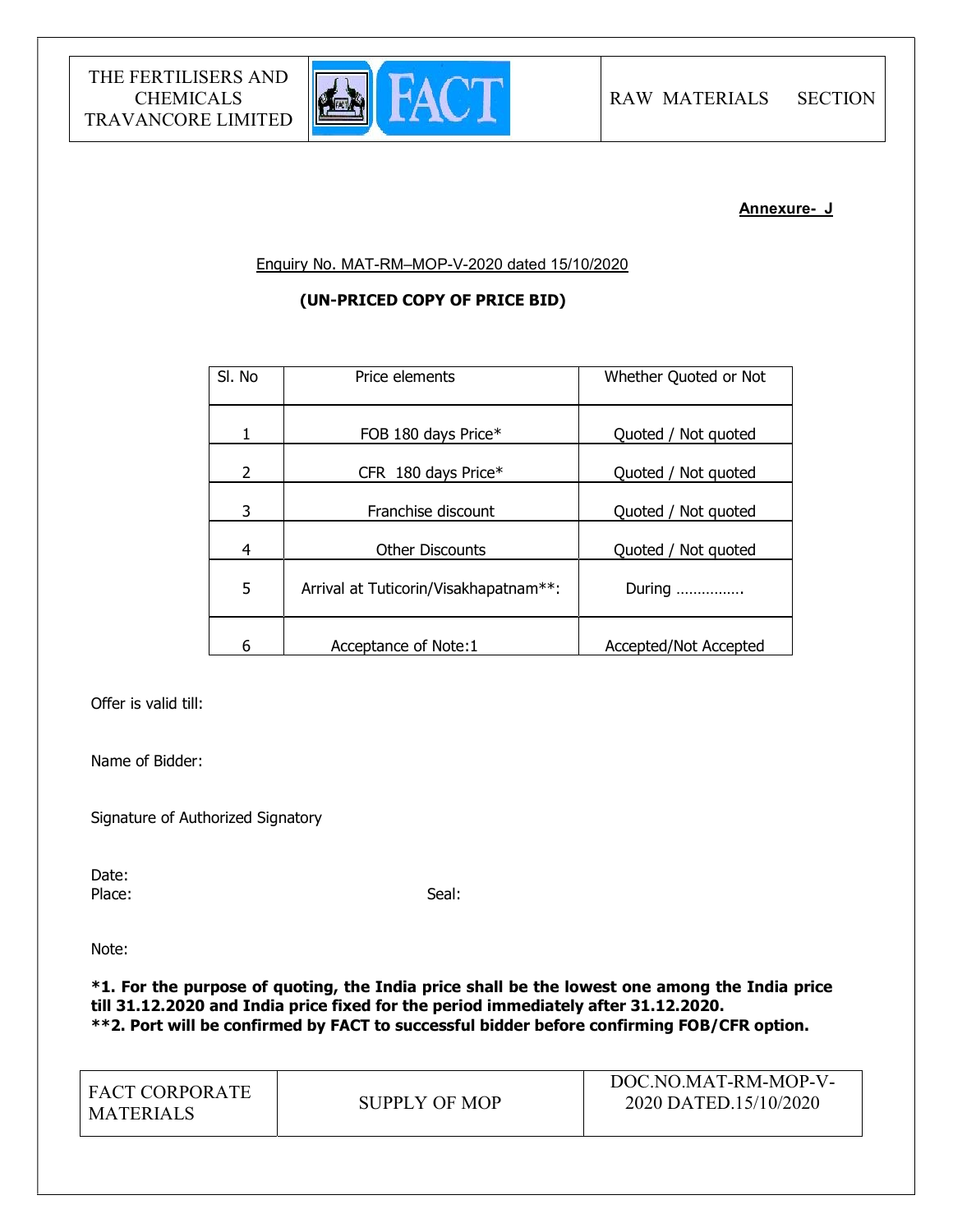**Annexure- J**

Enquiry No. MAT-RM–MOP-V-2020 dated 15/10/2020

**(UN-PRICED COPY OF PRICE BID)**

| Sl. No | Price elements | Whether Quoted or Not |
|---|---|---|
| 1 | FOB 180 days Price* | Quoted / Not quoted |
| 2 | CFR 180 days Price* | Quoted / Not quoted |
| 3 | Franchise discount | Quoted / Not quoted |
| 4 | Other Discounts | Quoted / Not quoted |
| 5 | Arrival at Tuticorin/Visakhapatnam**: | During ……………. |
| 6 | Acceptance of Note:1 | Accepted/Not Accepted |

Offer is valid till:

Name of Bidder:

Signature of Authorized Signatory

Date:
Place: Seal:

Note:

**\*1. For the purpose of quoting, the India price shall be the lowest one among the India price till 31.12.2020 and India price fixed for the period immediately after 31.12.2020.**
**\*\*2. Port will be confirmed by FACT to successful bidder before confirming FOB/CFR option.**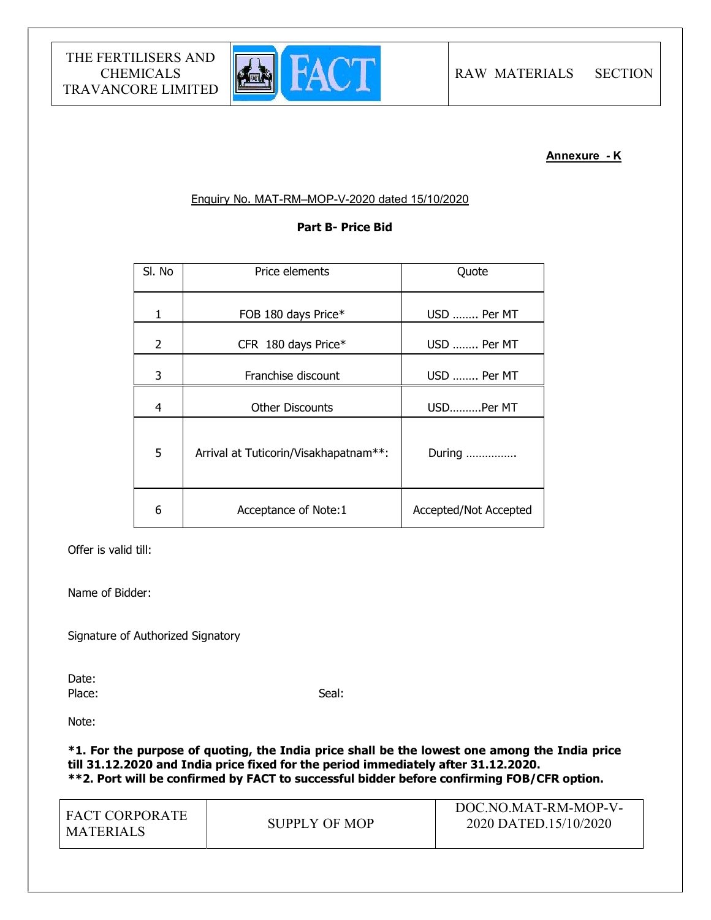**Annexure - K**

Enquiry No. MAT-RM–MOP-V-2020 dated 15/10/2020

**Part B- Price Bid**

| Sl. No | Price elements | Quote |
|---|---|---|
| 1 | FOB 180 days Price* | USD …….. Per MT |
| 2 | CFR 180 days Price* | USD …….. Per MT |
| 3 | Franchise discount | USD …….. Per MT |
| 4 | Other Discounts | USD……….Per MT |
| 5 | Arrival at Tuticorin/Visakhapatnam**: | During ……………. |
| 6 | Acceptance of Note:1 | Accepted/Not Accepted |

Offer is valid till:

Name of Bidder:

Signature of Authorized Signatory

Date:

Place: Seal:

Note:

***1. For the purpose of quoting, the India price shall be the lowest one among the India price till 31.12.2020 and India price fixed for the period immediately after 31.12.2020.**

****2. Port will be confirmed by FACT to successful bidder before confirming FOB/CFR option.**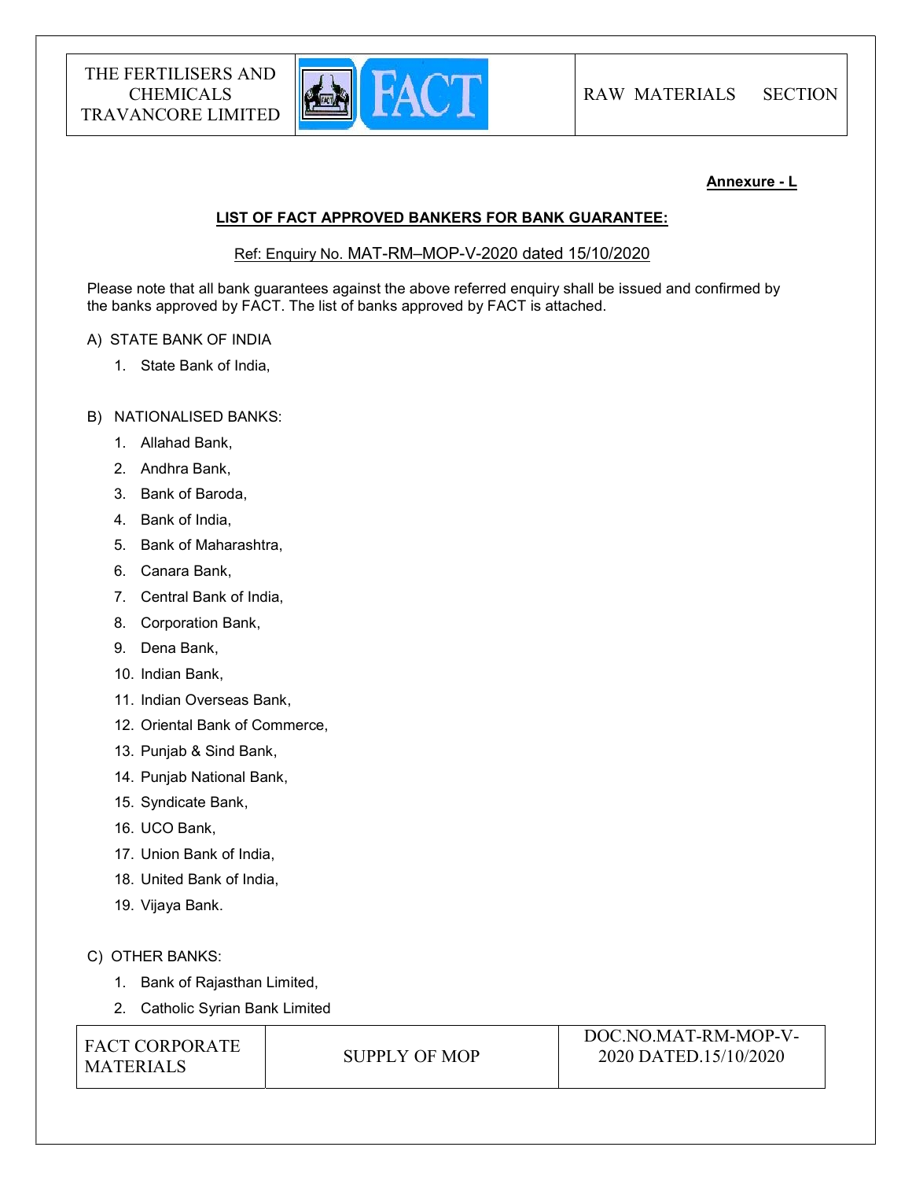**Annexure - L**

**LIST OF FACT APPROVED BANKERS FOR BANK GUARANTEE:**

Ref: Enquiry No. MAT-RM–MOP-V-2020 dated 15/10/2020

Please note that all bank guarantees against the above referred enquiry shall be issued and confirmed by the banks approved by FACT. The list of banks approved by FACT is attached.

A) STATE BANK OF INDIA

1. State Bank of India,

B) NATIONALISED BANKS:

1. Allahad Bank,
2. Andhra Bank,
3. Bank of Baroda,
4. Bank of India,
5. Bank of Maharashtra,
6. Canara Bank,
7. Central Bank of India,
8. Corporation Bank,
9. Dena Bank,
10. Indian Bank,
11. Indian Overseas Bank,
12. Oriental Bank of Commerce,
13. Punjab & Sind Bank,
14. Punjab National Bank,
15. Syndicate Bank,
16. UCO Bank,
17. Union Bank of India,
18. United Bank of India,
19. Vijaya Bank.

C) OTHER BANKS:

1. Bank of Rajasthan Limited,
2. Catholic Syrian Bank Limited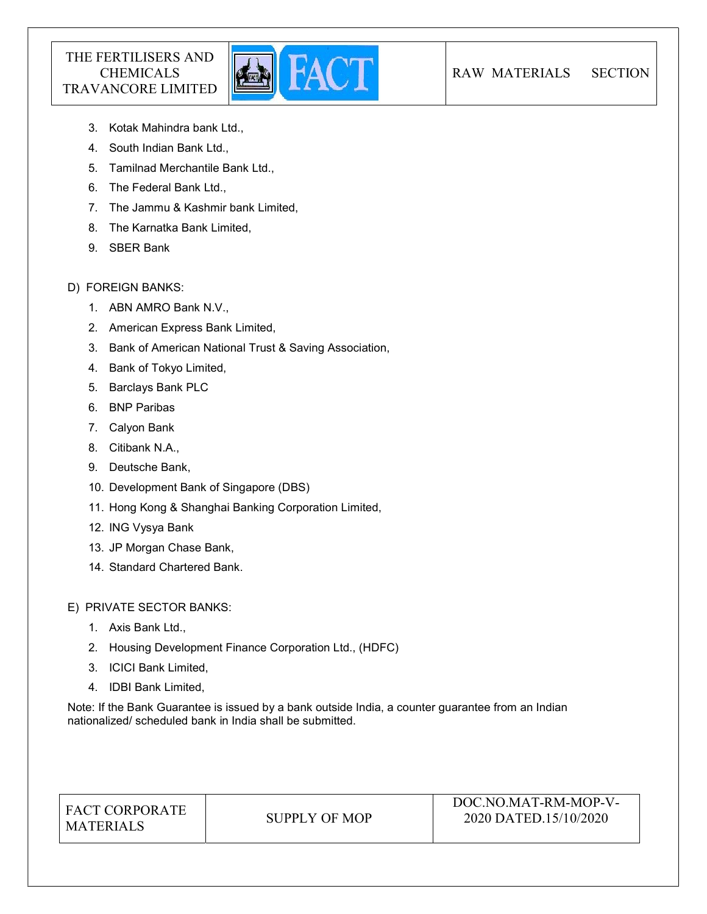3. Kotak Mahindra bank Ltd.,
4. South Indian Bank Ltd.,
5. Tamilnad Merchantile Bank Ltd.,
6. The Federal Bank Ltd.,
7. The Jammu & Kashmir bank Limited,
8. The Karnatka Bank Limited,
9. SBER Bank

D) FOREIGN BANKS:

1. ABN AMRO Bank N.V.,
2. American Express Bank Limited,
3. Bank of American National Trust & Saving Association,
4. Bank of Tokyo Limited,
5. Barclays Bank PLC
6. BNP Paribas
7. Calyon Bank
8. Citibank N.A.,
9. Deutsche Bank,
10. Development Bank of Singapore (DBS)
11. Hong Kong & Shanghai Banking Corporation Limited,
12. ING Vysya Bank
13. JP Morgan Chase Bank,
14. Standard Chartered Bank.

E) PRIVATE SECTOR BANKS:

1. Axis Bank Ltd.,
2. Housing Development Finance Corporation Ltd., (HDFC)
3. ICICI Bank Limited,
4. IDBI Bank Limited,

Note: If the Bank Guarantee is issued by a bank outside India, a counter guarantee from an Indian nationalized/ scheduled bank in India shall be submitted.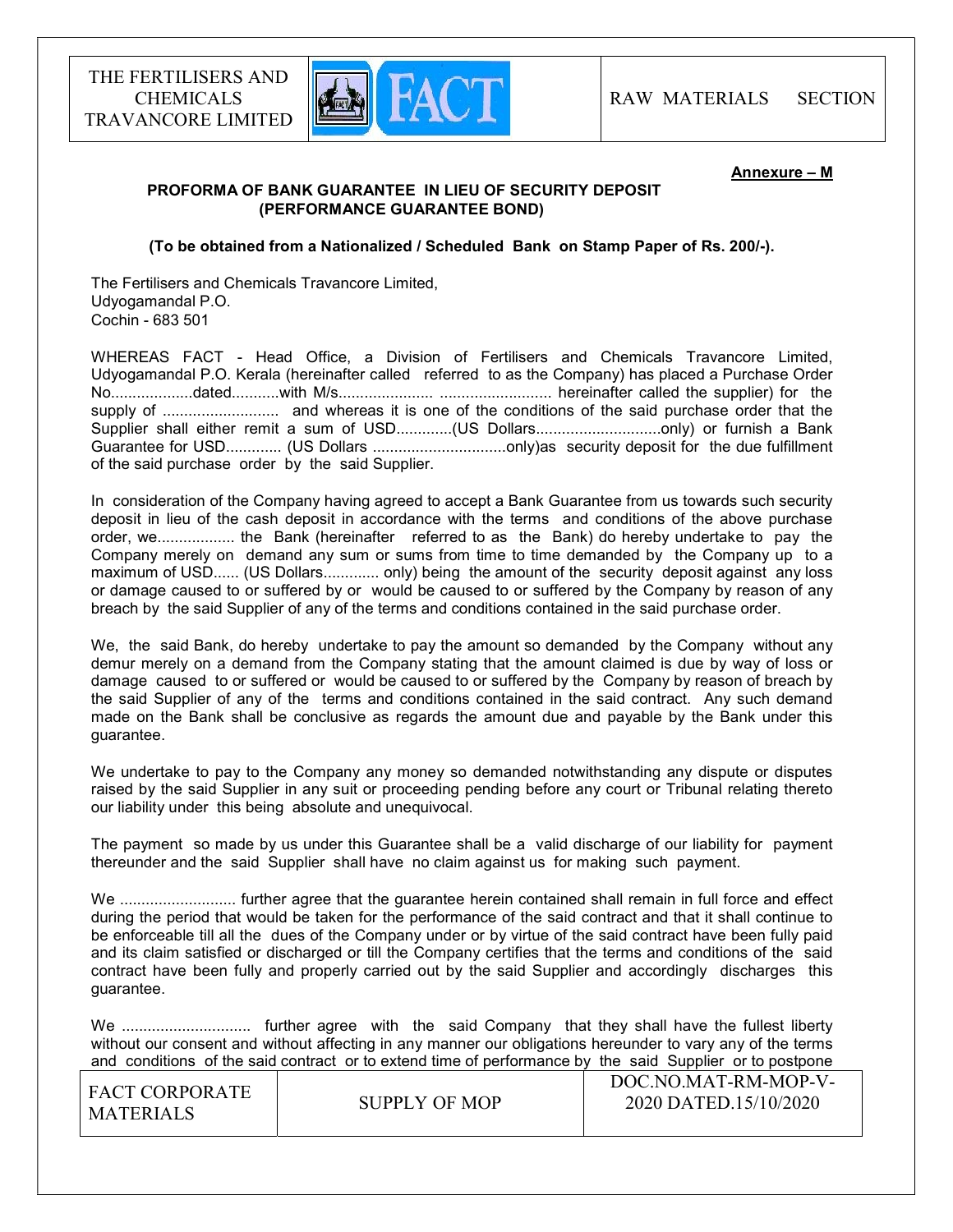**Annexure – M**

**PROFORMA OF BANK GUARANTEE IN LIEU OF SECURITY DEPOSIT (PERFORMANCE GUARANTEE BOND)**

**(To be obtained from a Nationalized / Scheduled Bank on Stamp Paper of Rs. 200/-).**

The Fertilisers and Chemicals Travancore Limited,
Udyogamandal P.O.
Cochin - 683 501

WHEREAS FACT - Head Office, a Division of Fertilisers and Chemicals Travancore Limited, Udyogamandal P.O. Kerala (hereinafter called referred to as the Company) has placed a Purchase Order No...................dated...........with M/s..................... .......................... hereinafter called the supplier) for the supply of ........................... and whereas it is one of the conditions of the said purchase order that the Supplier shall either remit a sum of USD.............(US Dollars.............................only) or furnish a Bank Guarantee for USD............. (US Dollars ...............................only)as security deposit for the due fulfillment of the said purchase order by the said Supplier.

In consideration of the Company having agreed to accept a Bank Guarantee from us towards such security deposit in lieu of the cash deposit in accordance with the terms and conditions of the above purchase order, we.................. the Bank (hereinafter referred to as the Bank) do hereby undertake to pay the Company merely on demand any sum or sums from time to time demanded by the Company up to a maximum of USD...... (US Dollars............. only) being the amount of the security deposit against any loss or damage caused to or suffered by or would be caused to or suffered by the Company by reason of any breach by the said Supplier of any of the terms and conditions contained in the said purchase order.

We, the said Bank, do hereby undertake to pay the amount so demanded by the Company without any demur merely on a demand from the Company stating that the amount claimed is due by way of loss or damage caused to or suffered or would be caused to or suffered by the Company by reason of breach by the said Supplier of any of the terms and conditions contained in the said contract. Any such demand made on the Bank shall be conclusive as regards the amount due and payable by the Bank under this guarantee.

We undertake to pay to the Company any money so demanded notwithstanding any dispute or disputes raised by the said Supplier in any suit or proceeding pending before any court or Tribunal relating thereto our liability under this being absolute and unequivocal.

The payment so made by us under this Guarantee shall be a valid discharge of our liability for payment thereunder and the said Supplier shall have no claim against us for making such payment.

We ........................... further agree that the guarantee herein contained shall remain in full force and effect during the period that would be taken for the performance of the said contract and that it shall continue to be enforceable till all the dues of the Company under or by virtue of the said contract have been fully paid and its claim satisfied or discharged or till the Company certifies that the terms and conditions of the said contract have been fully and properly carried out by the said Supplier and accordingly discharges this guarantee.

We .............................. further agree with the said Company that they shall have the fullest liberty without our consent and without affecting in any manner our obligations hereunder to vary any of the terms and conditions of the said contract or to extend time of performance by the said Supplier or to postpone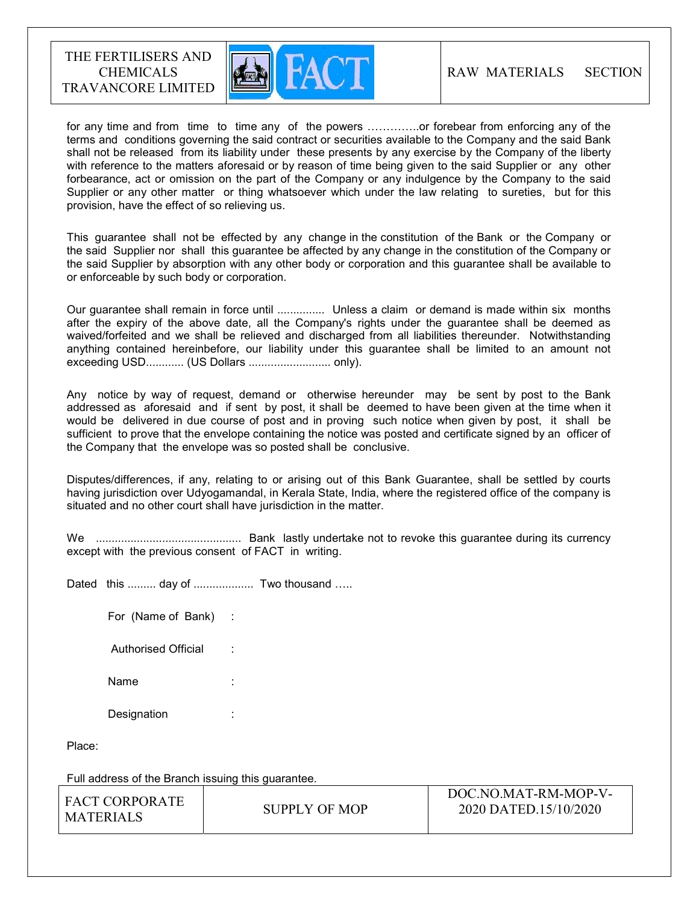for any time and from time to time any of the powers …………..or forebear from enforcing any of the terms and conditions governing the said contract or securities available to the Company and the said Bank shall not be released from its liability under these presents by any exercise by the Company of the liberty with reference to the matters aforesaid or by reason of time being given to the said Supplier or any other forbearance, act or omission on the part of the Company or any indulgence by the Company to the said Supplier or any other matter or thing whatsoever which under the law relating to sureties, but for this provision, have the effect of so relieving us.

This guarantee shall not be effected by any change in the constitution of the Bank or the Company or the said Supplier nor shall this guarantee be affected by any change in the constitution of the Company or the said Supplier by absorption with any other body or corporation and this guarantee shall be available to or enforceable by such body or corporation.

Our guarantee shall remain in force until ............... Unless a claim or demand is made within six months after the expiry of the above date, all the Company's rights under the guarantee shall be deemed as waived/forfeited and we shall be relieved and discharged from all liabilities thereunder. Notwithstanding anything contained hereinbefore, our liability under this guarantee shall be limited to an amount not exceeding USD............ (US Dollars .......................... only).

Any notice by way of request, demand or otherwise hereunder may be sent by post to the Bank addressed as aforesaid and if sent by post, it shall be deemed to have been given at the time when it would be delivered in due course of post and in proving such notice when given by post, it shall be sufficient to prove that the envelope containing the notice was posted and certificate signed by an officer of the Company that the envelope was so posted shall be conclusive.

Disputes/differences, if any, relating to or arising out of this Bank Guarantee, shall be settled by courts having jurisdiction over Udyogamandal, in Kerala State, India, where the registered office of the company is situated and no other court shall have jurisdiction in the matter.

We ............................................. Bank lastly undertake not to revoke this guarantee during its currency except with the previous consent of FACT in writing.

Dated this ......... day of ................... Two thousand …..

For (Name of Bank) :

Authorised Official :

Name :

Designation :

Place:

Full address of the Branch issuing this guarantee.